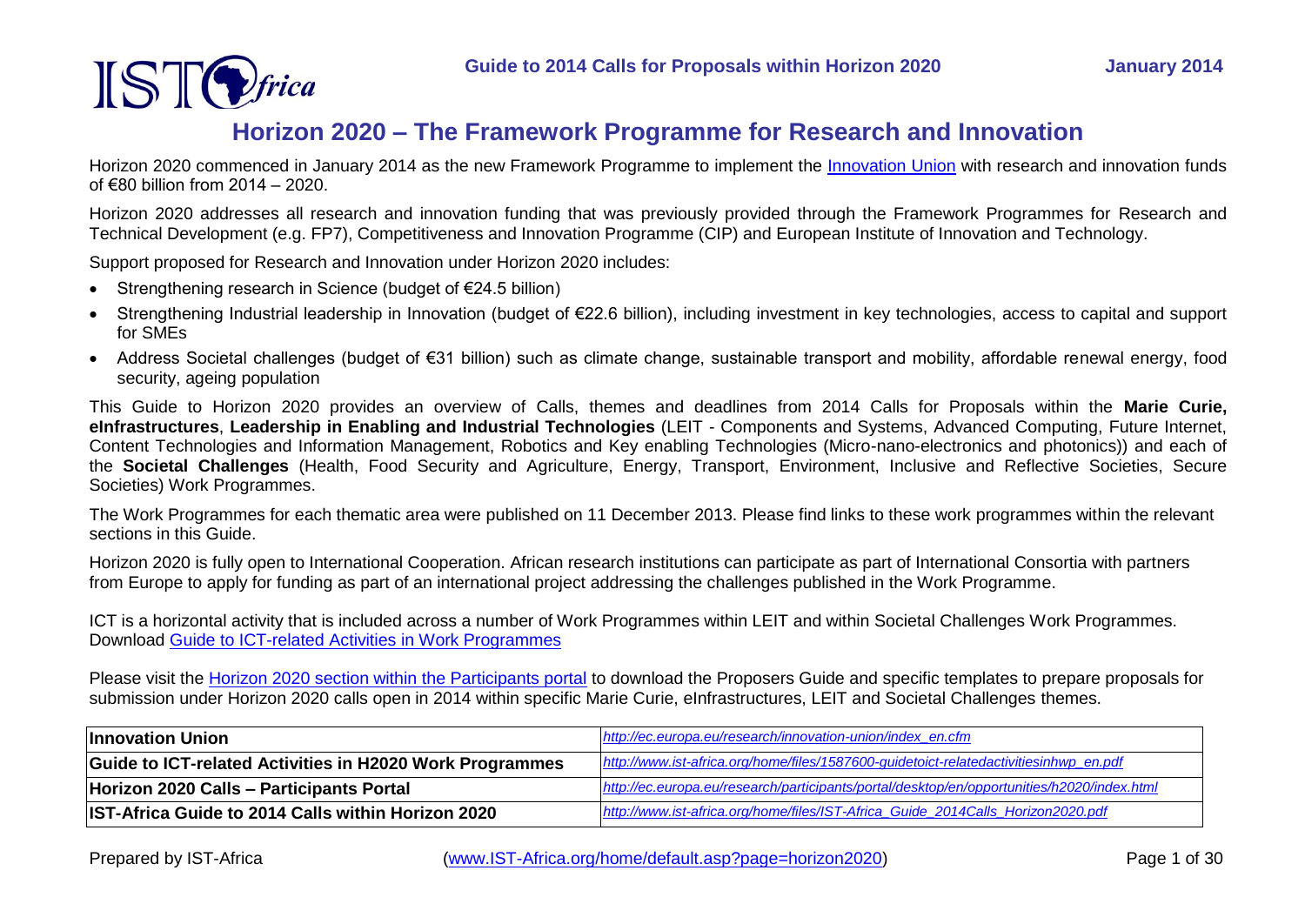# Horizon 2020 – The Framework Programme for Research and Innovation

Horizon 2020 commenced in January 2014 as the new Framework Programme to implement the Innovation Union with research and innovation funds of €80 billion from 2014 – 2020.

Horizon 2020 addresses all research and innovation funding that was previously provided through the Framework Programmes for Research and Technical Development (e.g. FP7), Competitiveness and Innovation Programme (CIP) and European Institute of Innovation and Technology.

Support proposed for Research and Innovation under Horizon 2020 includes:

- Strengthening research in Science (budget of €24.5 billion)
- Strengthening Industrial leadership in Innovation (budget of €22.6 billion), including investment in key technologies, access to capital and support for SMEs
- Address Societal challenges (budget of €31 billion) such as climate change, sustainable transport and mobility, affordable renewal energy, food security, ageing population

This Guide to Horizon 2020 provides an overview of Calls, themes and deadlines from 2014 Calls for Proposals within the **Marie Curie, eInfrastructures**, **Leadership in Enabling and Industrial Technologies** (LEIT - Components and Systems, Advanced Computing, Future Internet, Content Technologies and Information Management, Robotics and Key enabling Technologies (Micro-nano-electronics and photonics)) and each of the **Societal Challenges** (Health, Food Security and Agriculture, Energy, Transport, Environment, Inclusive and Reflective Societies, Secure Societies) Work Programmes.

The Work Programmes for each thematic area were published on 11 December 2013. Please find links to these work programmes within the relevant sections in this Guide.

Horizon 2020 is fully open to International Cooperation. African research institutions can participate as part of International Consortia with partners from Europe to apply for funding as part of an international project addressing the challenges published in the Work Programme.

ICT is a horizontal activity that is included across a number of Work Programmes within LEIT and within Societal Challenges Work Programmes. Download Guide to ICT-related Activities in Work Programmes

Please visit the Horizon 2020 section within the Participants portal to download the Proposers Guide and specific templates to prepare proposals for submission under Horizon 2020 calls open in 2014 within specific Marie Curie, eInfrastructures, LEIT and Societal Challenges themes.

| | |
|---|---|
| **Innovation Union** | *http://ec.europa.eu/research/innovation-union/index_en.cfm* |
| **Guide to ICT-related Activities in H2020 Work Programmes** | *http://www.ist-africa.org/home/files/1587600-guidetoict-relatedactivitiesinhwp_en.pdf* |
| **Horizon 2020 Calls – Participants Portal** | *http://ec.europa.eu/research/participants/portal/desktop/en/opportunities/h2020/index.html* |
| **IST-Africa Guide to 2014 Calls within Horizon 2020** | *http://www.ist-africa.org/home/files/IST-Africa_Guide_2014Calls_Horizon2020.pdf* |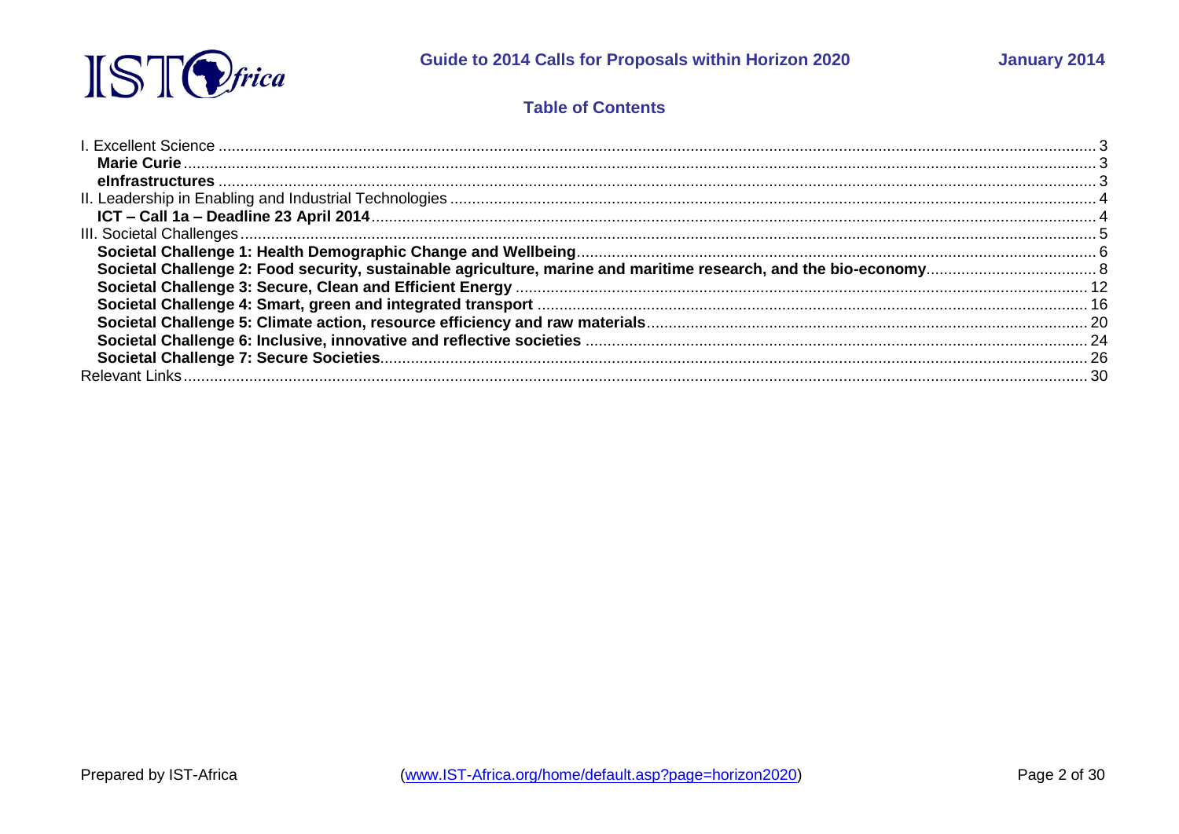## Table of Contents

I. Excellent Science ..... 3
- **Marie Curie** ..... 3
- **eInfrastructures** ..... 3

II. Leadership in Enabling and Industrial Technologies ..... 4
- **ICT – Call 1a – Deadline 23 April 2014** ..... 4

III. Societal Challenges ..... 5
- **Societal Challenge 1: Health Demographic Change and Wellbeing** ..... 6
- **Societal Challenge 2: Food security, sustainable agriculture, marine and maritime research, and the bio-economy** ..... 8
- **Societal Challenge 3: Secure, Clean and Efficient Energy** ..... 12
- **Societal Challenge 4: Smart, green and integrated transport** ..... 16
- **Societal Challenge 5: Climate action, resource efficiency and raw materials** ..... 20
- **Societal Challenge 6: Inclusive, innovative and reflective societies** ..... 24
- **Societal Challenge 7: Secure Societies** ..... 26

Relevant Links ..... 30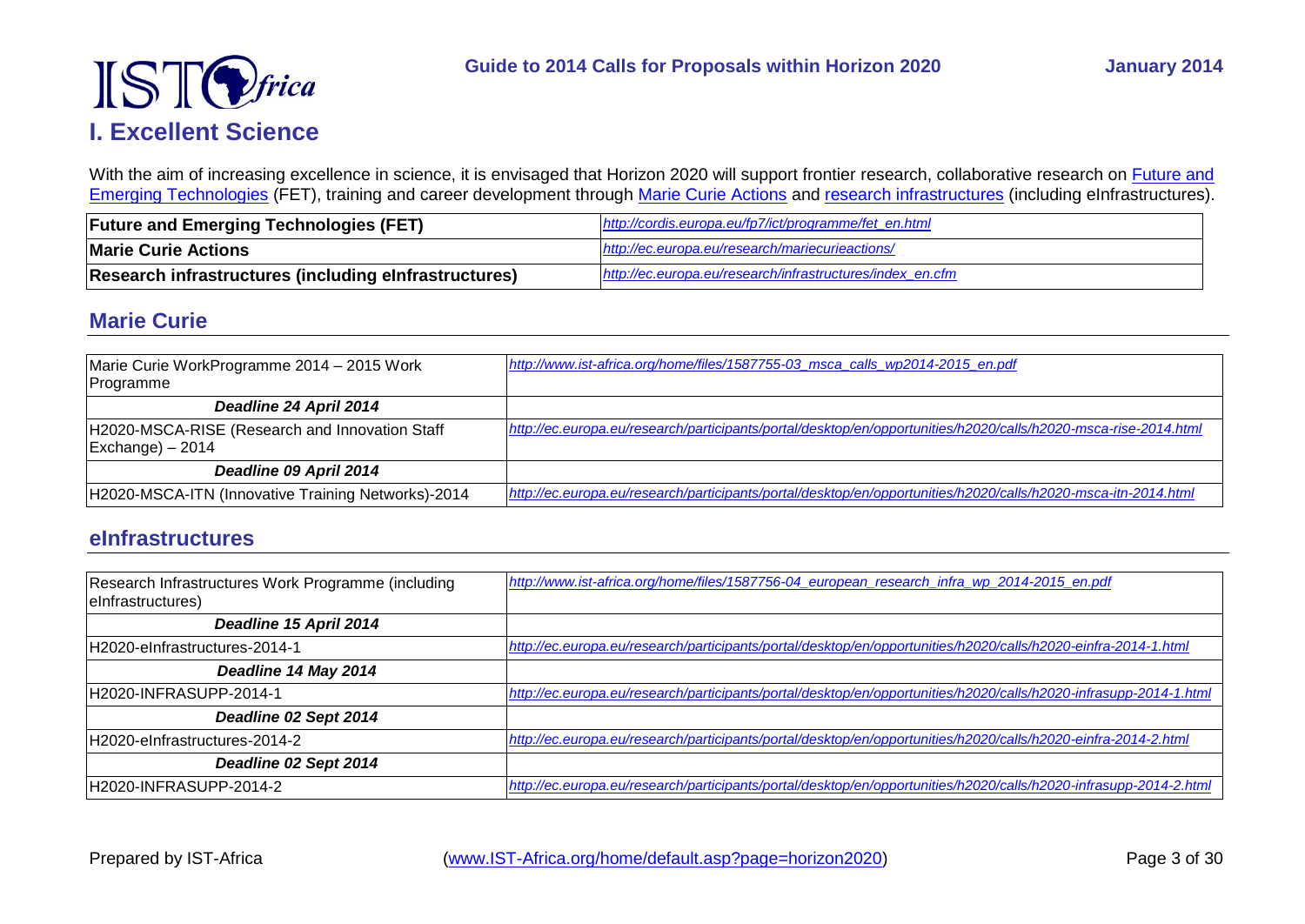# I. Excellent Science

With the aim of increasing excellence in science, it is envisaged that Horizon 2020 will support frontier research, collaborative research on Future and Emerging Technologies (FET), training and career development through Marie Curie Actions and research infrastructures (including eInfrastructures).

| **Future and Emerging Technologies (FET)** | *http://cordis.europa.eu/fp7/ict/programme/fet_en.html* |
|---|---|
| **Marie Curie Actions** | *http://ec.europa.eu/research/mariecurieactions/* |
| **Research infrastructures (including eInfrastructures)** | *http://ec.europa.eu/research/infrastructures/index_en.cfm* |

## Marie Curie

| Marie Curie WorkProgramme 2014 – 2015 Work Programme | *http://www.ist-africa.org/home/files/1587755-03_msca_calls_wp2014-2015_en.pdf* |
|---|---|
| ***Deadline 24 April 2014*** | |
| H2020-MSCA-RISE (Research and Innovation Staff Exchange) – 2014 | *http://ec.europa.eu/research/participants/portal/desktop/en/opportunities/h2020/calls/h2020-msca-rise-2014.html* |
| ***Deadline 09 April 2014*** | |
| H2020-MSCA-ITN (Innovative Training Networks)-2014 | *http://ec.europa.eu/research/participants/portal/desktop/en/opportunities/h2020/calls/h2020-msca-itn-2014.html* |

## eInfrastructures

| Research Infrastructures Work Programme (including eInfrastructures) | *http://www.ist-africa.org/home/files/1587756-04_european_research_infra_wp_2014-2015_en.pdf* |
|---|---|
| ***Deadline 15 April 2014*** | |
| H2020-eInfrastructures-2014-1 | *http://ec.europa.eu/research/participants/portal/desktop/en/opportunities/h2020/calls/h2020-einfra-2014-1.html* |
| ***Deadline 14 May 2014*** | |
| H2020-INFRASUPP-2014-1 | *http://ec.europa.eu/research/participants/portal/desktop/en/opportunities/h2020/calls/h2020-infrasupp-2014-1.html* |
| ***Deadline 02 Sept 2014*** | |
| H2020-eInfrastructures-2014-2 | *http://ec.europa.eu/research/participants/portal/desktop/en/opportunities/h2020/calls/h2020-einfra-2014-2.html* |
| ***Deadline 02 Sept 2014*** | |
| H2020-INFRASUPP-2014-2 | *http://ec.europa.eu/research/participants/portal/desktop/en/opportunities/h2020/calls/h2020-infrasupp-2014-2.html* |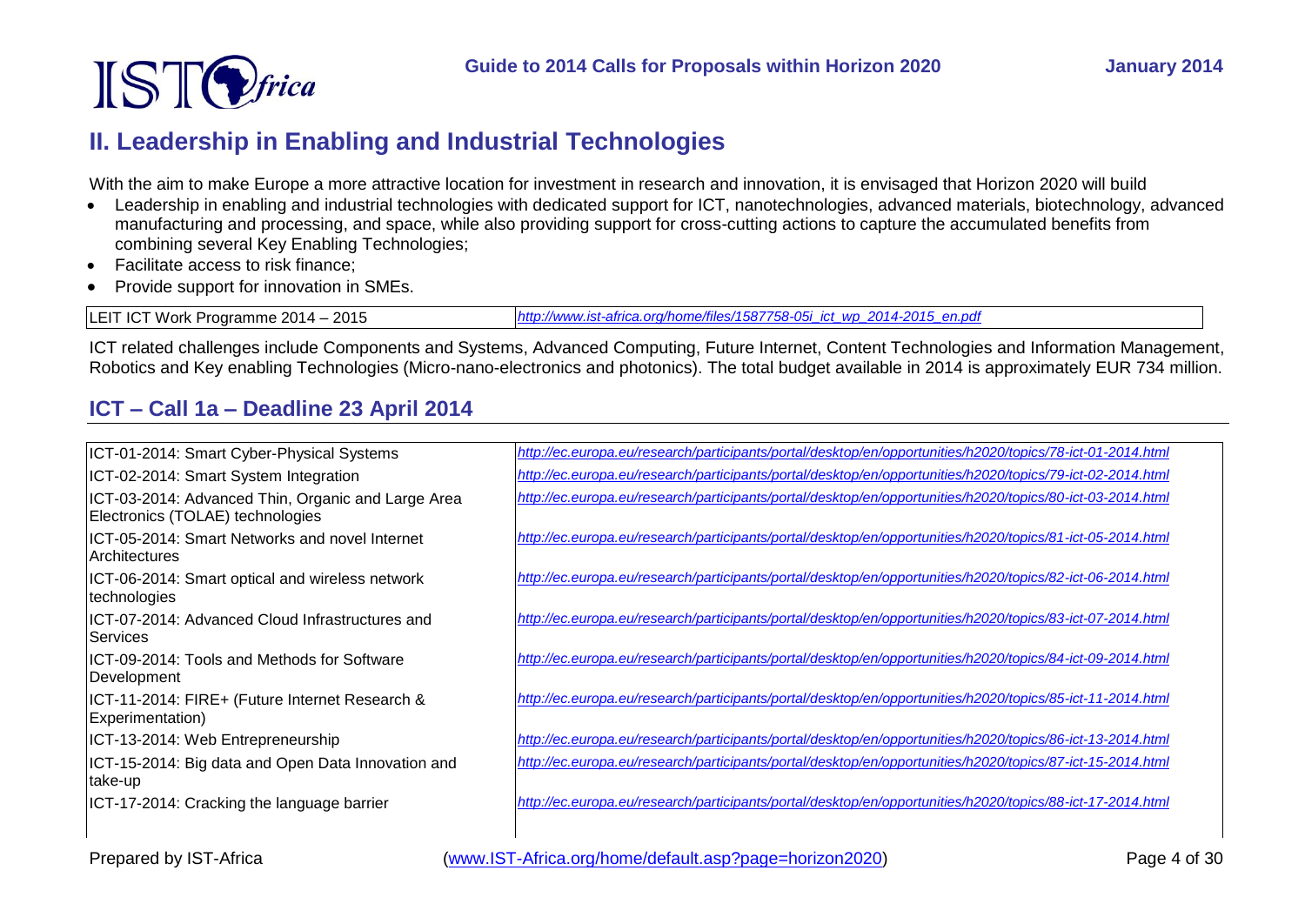## II. Leadership in Enabling and Industrial Technologies

With the aim to make Europe a more attractive location for investment in research and innovation, it is envisaged that Horizon 2020 will build

- Leadership in enabling and industrial technologies with dedicated support for ICT, nanotechnologies, advanced materials, biotechnology, advanced manufacturing and processing, and space, while also providing support for cross-cutting actions to capture the accumulated benefits from combining several Key Enabling Technologies;
- Facilitate access to risk finance;
- Provide support for innovation in SMEs.

| LEIT ICT Work Programme 2014 – 2015 | *http://www.ist-africa.org/home/files/1587758-05i_ict_wp_2014-2015_en.pdf* |
|---|---|

ICT related challenges include Components and Systems, Advanced Computing, Future Internet, Content Technologies and Information Management, Robotics and Key enabling Technologies (Micro-nano-electronics and photonics). The total budget available in 2014 is approximately EUR 734 million.

## ICT – Call 1a – Deadline 23 April 2014

| Topic | Link |
|---|---|
| ICT-01-2014: Smart Cyber-Physical Systems | *http://ec.europa.eu/research/participants/portal/desktop/en/opportunities/h2020/topics/78-ict-01-2014.html* |
| ICT-02-2014: Smart System Integration | *http://ec.europa.eu/research/participants/portal/desktop/en/opportunities/h2020/topics/79-ict-02-2014.html* |
| ICT-03-2014: Advanced Thin, Organic and Large Area Electronics (TOLAE) technologies | *http://ec.europa.eu/research/participants/portal/desktop/en/opportunities/h2020/topics/80-ict-03-2014.html* |
| ICT-05-2014: Smart Networks and novel Internet Architectures | *http://ec.europa.eu/research/participants/portal/desktop/en/opportunities/h2020/topics/81-ict-05-2014.html* |
| ICT-06-2014: Smart optical and wireless network technologies | *http://ec.europa.eu/research/participants/portal/desktop/en/opportunities/h2020/topics/82-ict-06-2014.html* |
| ICT-07-2014: Advanced Cloud Infrastructures and Services | *http://ec.europa.eu/research/participants/portal/desktop/en/opportunities/h2020/topics/83-ict-07-2014.html* |
| ICT-09-2014: Tools and Methods for Software Development | *http://ec.europa.eu/research/participants/portal/desktop/en/opportunities/h2020/topics/84-ict-09-2014.html* |
| ICT-11-2014: FIRE+ (Future Internet Research & Experimentation) | *http://ec.europa.eu/research/participants/portal/desktop/en/opportunities/h2020/topics/85-ict-11-2014.html* |
| ICT-13-2014: Web Entrepreneurship | *http://ec.europa.eu/research/participants/portal/desktop/en/opportunities/h2020/topics/86-ict-13-2014.html* |
| ICT-15-2014: Big data and Open Data Innovation and take-up | *http://ec.europa.eu/research/participants/portal/desktop/en/opportunities/h2020/topics/87-ict-15-2014.html* |
| ICT-17-2014: Cracking the language barrier | *http://ec.europa.eu/research/participants/portal/desktop/en/opportunities/h2020/topics/88-ict-17-2014.html* |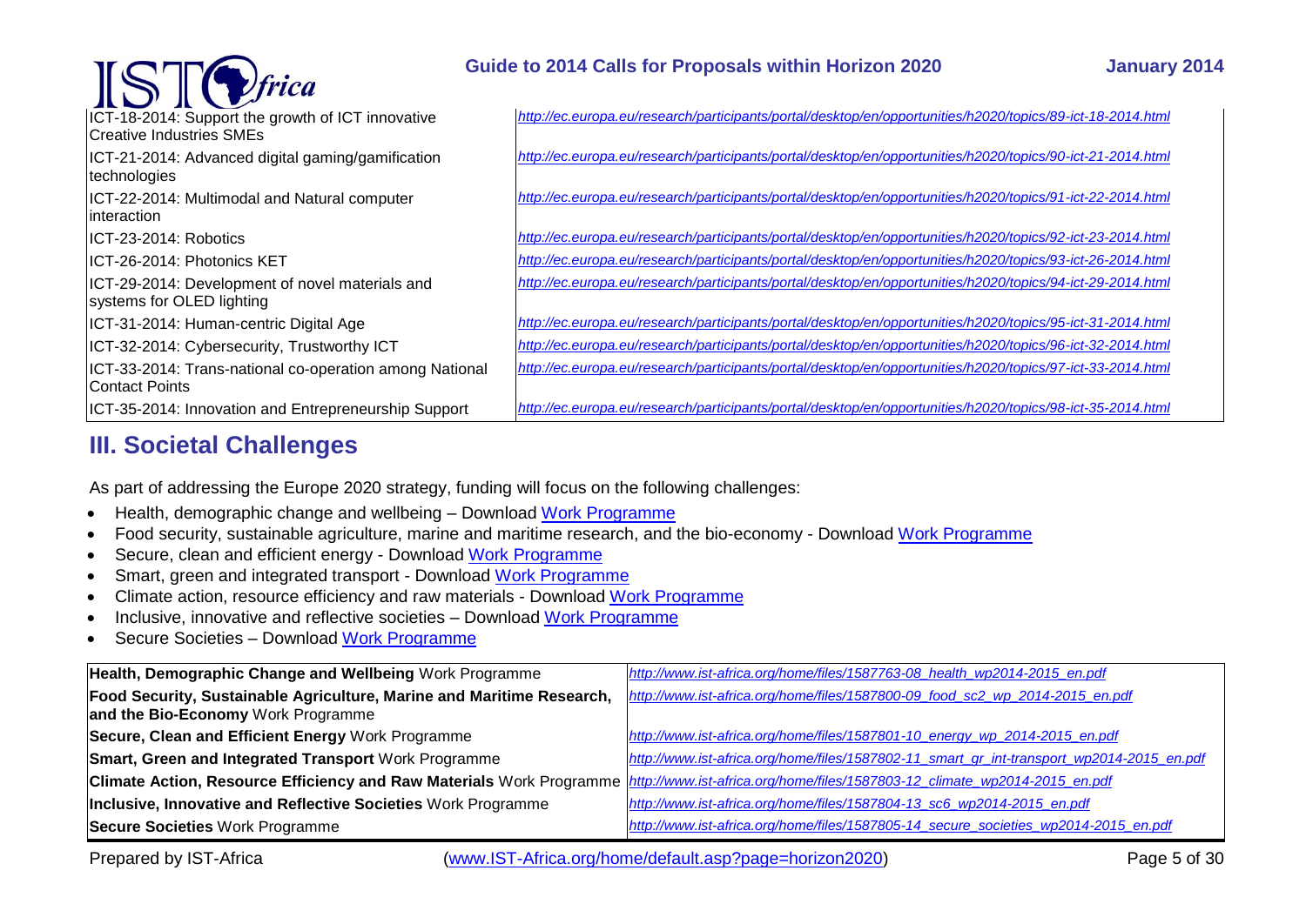| | |
|---|---|
| ICT-18-2014: Support the growth of ICT innovative Creative Industries SMEs | *http://ec.europa.eu/research/participants/portal/desktop/en/opportunities/h2020/topics/89-ict-18-2014.html* |
| ICT-21-2014: Advanced digital gaming/gamification technologies | *http://ec.europa.eu/research/participants/portal/desktop/en/opportunities/h2020/topics/90-ict-21-2014.html* |
| ICT-22-2014: Multimodal and Natural computer interaction | *http://ec.europa.eu/research/participants/portal/desktop/en/opportunities/h2020/topics/91-ict-22-2014.html* |
| ICT-23-2014: Robotics | *http://ec.europa.eu/research/participants/portal/desktop/en/opportunities/h2020/topics/92-ict-23-2014.html* |
| ICT-26-2014: Photonics KET | *http://ec.europa.eu/research/participants/portal/desktop/en/opportunities/h2020/topics/93-ict-26-2014.html* |
| ICT-29-2014: Development of novel materials and systems for OLED lighting | *http://ec.europa.eu/research/participants/portal/desktop/en/opportunities/h2020/topics/94-ict-29-2014.html* |
| ICT-31-2014: Human-centric Digital Age | *http://ec.europa.eu/research/participants/portal/desktop/en/opportunities/h2020/topics/95-ict-31-2014.html* |
| ICT-32-2014: Cybersecurity, Trustworthy ICT | *http://ec.europa.eu/research/participants/portal/desktop/en/opportunities/h2020/topics/96-ict-32-2014.html* |
| ICT-33-2014: Trans-national co-operation among National Contact Points | *http://ec.europa.eu/research/participants/portal/desktop/en/opportunities/h2020/topics/97-ict-33-2014.html* |
| ICT-35-2014: Innovation and Entrepreneurship Support | *http://ec.europa.eu/research/participants/portal/desktop/en/opportunities/h2020/topics/98-ict-35-2014.html* |

## III. Societal Challenges

As part of addressing the Europe 2020 strategy, funding will focus on the following challenges:

- Health, demographic change and wellbeing – Download Work Programme
- Food security, sustainable agriculture, marine and maritime research, and the bio-economy - Download Work Programme
- Secure, clean and efficient energy - Download Work Programme
- Smart, green and integrated transport - Download Work Programme
- Climate action, resource efficiency and raw materials - Download Work Programme
- Inclusive, innovative and reflective societies – Download Work Programme
- Secure Societies – Download Work Programme

| | |
|---|---|
| **Health, Demographic Change and Wellbeing** Work Programme | *http://www.ist-africa.org/home/files/1587763-08_health_wp2014-2015_en.pdf* |
| **Food Security, Sustainable Agriculture, Marine and Maritime Research, and the Bio-Economy** Work Programme | *http://www.ist-africa.org/home/files/1587800-09_food_sc2_wp_2014-2015_en.pdf* |
| **Secure, Clean and Efficient Energy** Work Programme | *http://www.ist-africa.org/home/files/1587801-10_energy_wp_2014-2015_en.pdf* |
| **Smart, Green and Integrated Transport** Work Programme | *http://www.ist-africa.org/home/files/1587802-11_smart_gr_int-transport_wp2014-2015_en.pdf* |
| **Climate Action, Resource Efficiency and Raw Materials** Work Programme | *http://www.ist-africa.org/home/files/1587803-12_climate_wp2014-2015_en.pdf* |
| **Inclusive, Innovative and Reflective Societies** Work Programme | *http://www.ist-africa.org/home/files/1587804-13_sc6_wp2014-2015_en.pdf* |
| **Secure Societies** Work Programme | *http://www.ist-africa.org/home/files/1587805-14_secure_societies_wp2014-2015_en.pdf* |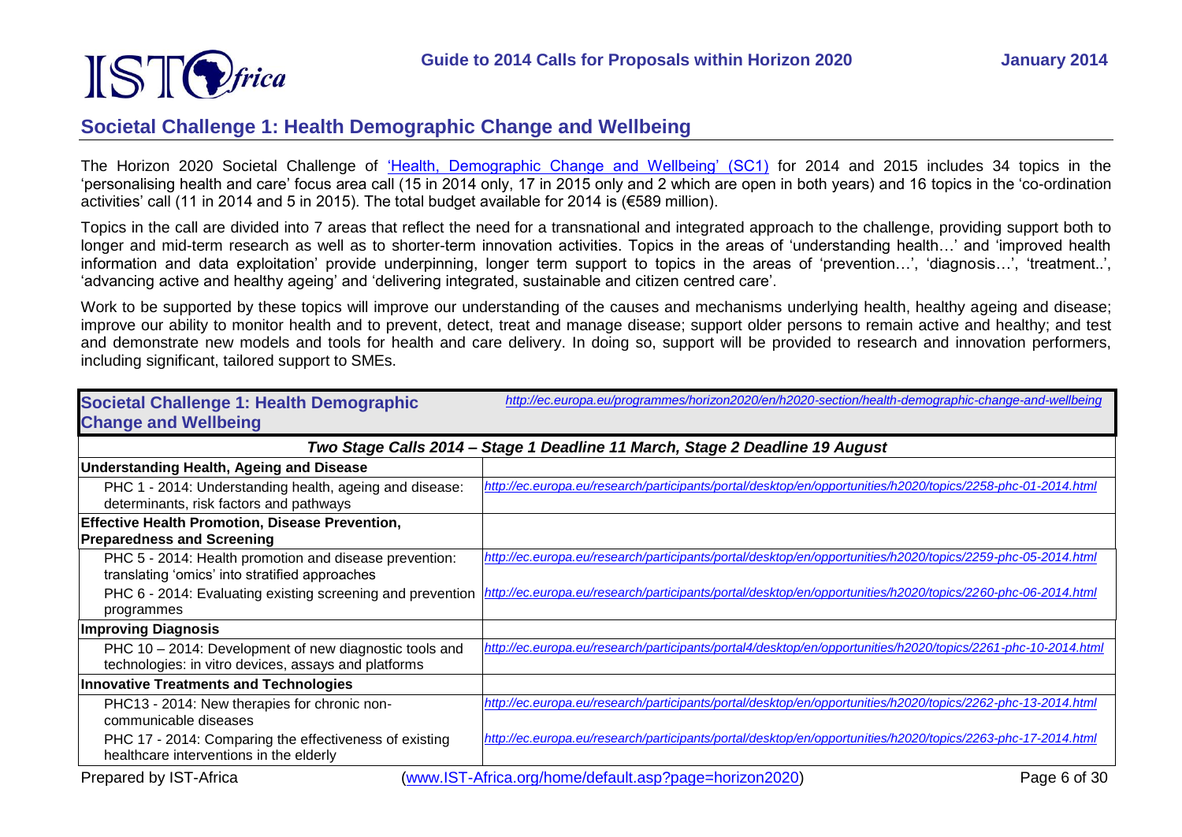## Societal Challenge 1: Health Demographic Change and Wellbeing

The Horizon 2020 Societal Challenge of 'Health, Demographic Change and Wellbeing' (SC1) for 2014 and 2015 includes 34 topics in the 'personalising health and care' focus area call (15 in 2014 only, 17 in 2015 only and 2 which are open in both years) and 16 topics in the 'co-ordination activities' call (11 in 2014 and 5 in 2015). The total budget available for 2014 is (€589 million).

Topics in the call are divided into 7 areas that reflect the need for a transnational and integrated approach to the challenge, providing support both to longer and mid-term research as well as to shorter-term innovation activities. Topics in the areas of 'understanding health…' and 'improved health information and data exploitation' provide underpinning, longer term support to topics in the areas of 'prevention…', 'diagnosis…', 'treatment..', 'advancing active and healthy ageing' and 'delivering integrated, sustainable and citizen centred care'.

Work to be supported by these topics will improve our understanding of the causes and mechanisms underlying health, healthy ageing and disease; improve our ability to monitor health and to prevent, detect, treat and manage disease; support older persons to remain active and healthy; and test and demonstrate new models and tools for health and care delivery. In doing so, support will be provided to research and innovation performers, including significant, tailored support to SMEs.

| **Societal Challenge 1: Health Demographic Change and Wellbeing** | *http://ec.europa.eu/programmes/horizon2020/en/h2020-section/health-demographic-change-and-wellbeing* |
|---|---|
| ***Two Stage Calls 2014 – Stage 1 Deadline 11 March, Stage 2 Deadline 19 August*** | |
| **Understanding Health, Ageing and Disease** | |
| PHC 1 - 2014: Understanding health, ageing and disease: determinants, risk factors and pathways | *http://ec.europa.eu/research/participants/portal/desktop/en/opportunities/h2020/topics/2258-phc-01-2014.html* |
| **Effective Health Promotion, Disease Prevention, Preparedness and Screening** | |
| PHC 5 - 2014: Health promotion and disease prevention: translating 'omics' into stratified approaches | *http://ec.europa.eu/research/participants/portal/desktop/en/opportunities/h2020/topics/2259-phc-05-2014.html* |
| PHC 6 - 2014: Evaluating existing screening and prevention programmes | *http://ec.europa.eu/research/participants/portal/desktop/en/opportunities/h2020/topics/2260-phc-06-2014.html* |
| **Improving Diagnosis** | |
| PHC 10 – 2014: Development of new diagnostic tools and technologies: in vitro devices, assays and platforms | *http://ec.europa.eu/research/participants/portal4/desktop/en/opportunities/h2020/topics/2261-phc-10-2014.html* |
| **Innovative Treatments and Technologies** | |
| PHC13 - 2014: New therapies for chronic non-communicable diseases | *http://ec.europa.eu/research/participants/portal/desktop/en/opportunities/h2020/topics/2262-phc-13-2014.html* |
| PHC 17 - 2014: Comparing the effectiveness of existing healthcare interventions in the elderly | *http://ec.europa.eu/research/participants/portal/desktop/en/opportunities/h2020/topics/2263-phc-17-2014.html* |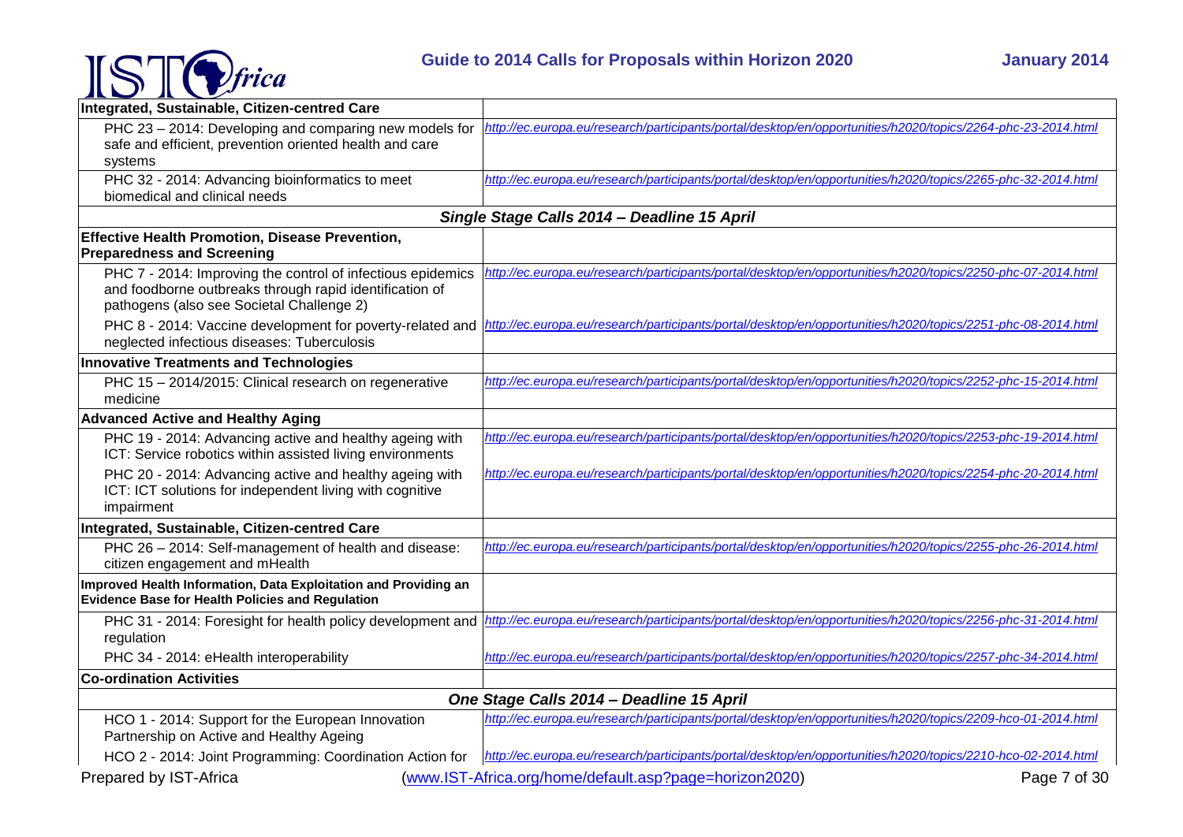| Integrated, Sustainable, Citizen-centred Care | |
|---|---|
| PHC 23 – 2014: Developing and comparing new models for safe and efficient, prevention oriented health and care systems | *http://ec.europa.eu/research/participants/portal/desktop/en/opportunities/h2020/topics/2264-phc-23-2014.html* |
| PHC 32 - 2014: Advancing bioinformatics to meet biomedical and clinical needs | *http://ec.europa.eu/research/participants/portal/desktop/en/opportunities/h2020/topics/2265-phc-32-2014.html* |
| ***Single Stage Calls 2014 – Deadline 15 April*** | |
| **Effective Health Promotion, Disease Prevention, Preparedness and Screening** | |
| PHC 7 - 2014: Improving the control of infectious epidemics and foodborne outbreaks through rapid identification of pathogens (also see Societal Challenge 2) | *http://ec.europa.eu/research/participants/portal/desktop/en/opportunities/h2020/topics/2250-phc-07-2014.html* |
| PHC 8 - 2014: Vaccine development for poverty-related and neglected infectious diseases: Tuberculosis | *http://ec.europa.eu/research/participants/portal/desktop/en/opportunities/h2020/topics/2251-phc-08-2014.html* |
| **Innovative Treatments and Technologies** | |
| PHC 15 – 2014/2015: Clinical research on regenerative medicine | *http://ec.europa.eu/research/participants/portal/desktop/en/opportunities/h2020/topics/2252-phc-15-2014.html* |
| **Advanced Active and Healthy Aging** | |
| PHC 19 - 2014: Advancing active and healthy ageing with ICT: Service robotics within assisted living environments | *http://ec.europa.eu/research/participants/portal/desktop/en/opportunities/h2020/topics/2253-phc-19-2014.html* |
| PHC 20 - 2014: Advancing active and healthy ageing with ICT: ICT solutions for independent living with cognitive impairment | *http://ec.europa.eu/research/participants/portal/desktop/en/opportunities/h2020/topics/2254-phc-20-2014.html* |
| **Integrated, Sustainable, Citizen-centred Care** | |
| PHC 26 – 2014: Self-management of health and disease: citizen engagement and mHealth | *http://ec.europa.eu/research/participants/portal/desktop/en/opportunities/h2020/topics/2255-phc-26-2014.html* |
| **Improved Health Information, Data Exploitation and Providing an Evidence Base for Health Policies and Regulation** | |
| PHC 31 - 2014: Foresight for health policy development and regulation | *http://ec.europa.eu/research/participants/portal/desktop/en/opportunities/h2020/topics/2256-phc-31-2014.html* |
| PHC 34 - 2014: eHealth interoperability | *http://ec.europa.eu/research/participants/portal/desktop/en/opportunities/h2020/topics/2257-phc-34-2014.html* |
| **Co-ordination Activities** | |
| ***One Stage Calls 2014 – Deadline 15 April*** | |
| HCO 1 - 2014: Support for the European Innovation Partnership on Active and Healthy Ageing | *http://ec.europa.eu/research/participants/portal/desktop/en/opportunities/h2020/topics/2209-hco-01-2014.html* |
| HCO 2 - 2014: Joint Programming: Coordination Action for | *http://ec.europa.eu/research/participants/portal/desktop/en/opportunities/h2020/topics/2210-hco-02-2014.html* |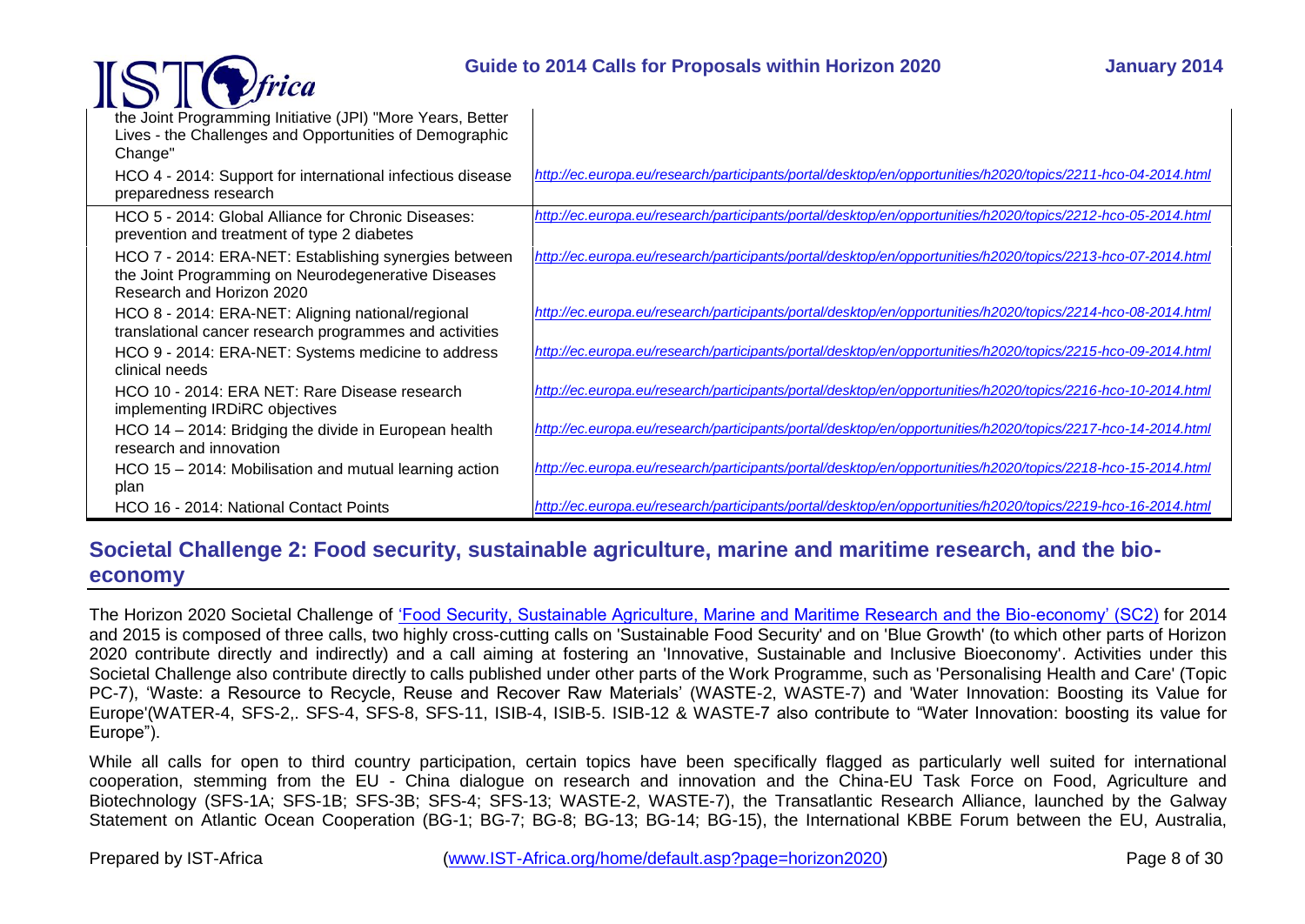| | |
|---|---|
| the Joint Programming Initiative (JPI) "More Years, Better Lives - the Challenges and Opportunities of Demographic Change" | |
| HCO 4 - 2014: Support for international infectious disease preparedness research | *http://ec.europa.eu/research/participants/portal/desktop/en/opportunities/h2020/topics/2211-hco-04-2014.html* |
| HCO 5 - 2014: Global Alliance for Chronic Diseases: prevention and treatment of type 2 diabetes | *http://ec.europa.eu/research/participants/portal/desktop/en/opportunities/h2020/topics/2212-hco-05-2014.html* |
| HCO 7 - 2014: ERA-NET: Establishing synergies between the Joint Programming on Neurodegenerative Diseases Research and Horizon 2020 | *http://ec.europa.eu/research/participants/portal/desktop/en/opportunities/h2020/topics/2213-hco-07-2014.html* |
| HCO 8 - 2014: ERA-NET: Aligning national/regional translational cancer research programmes and activities | *http://ec.europa.eu/research/participants/portal/desktop/en/opportunities/h2020/topics/2214-hco-08-2014.html* |
| HCO 9 - 2014: ERA-NET: Systems medicine to address clinical needs | *http://ec.europa.eu/research/participants/portal/desktop/en/opportunities/h2020/topics/2215-hco-09-2014.html* |
| HCO 10 - 2014: ERA NET: Rare Disease research implementing IRDiRC objectives | *http://ec.europa.eu/research/participants/portal/desktop/en/opportunities/h2020/topics/2216-hco-10-2014.html* |
| HCO 14 – 2014: Bridging the divide in European health research and innovation | *http://ec.europa.eu/research/participants/portal/desktop/en/opportunities/h2020/topics/2217-hco-14-2014.html* |
| HCO 15 – 2014: Mobilisation and mutual learning action plan | *http://ec.europa.eu/research/participants/portal/desktop/en/opportunities/h2020/topics/2218-hco-15-2014.html* |
| HCO 16 - 2014: National Contact Points | *http://ec.europa.eu/research/participants/portal/desktop/en/opportunities/h2020/topics/2219-hco-16-2014.html* |

## Societal Challenge 2: Food security, sustainable agriculture, marine and maritime research, and the bio-economy

The Horizon 2020 Societal Challenge of 'Food Security, Sustainable Agriculture, Marine and Maritime Research and the Bio-economy' (SC2) for 2014 and 2015 is composed of three calls, two highly cross-cutting calls on 'Sustainable Food Security' and on 'Blue Growth' (to which other parts of Horizon 2020 contribute directly and indirectly) and a call aiming at fostering an 'Innovative, Sustainable and Inclusive Bioeconomy'. Activities under this Societal Challenge also contribute directly to calls published under other parts of the Work Programme, such as 'Personalising Health and Care' (Topic PC-7), 'Waste: a Resource to Recycle, Reuse and Recover Raw Materials' (WASTE-2, WASTE-7) and 'Water Innovation: Boosting its Value for Europe'(WATER-4, SFS-2,. SFS-4, SFS-8, SFS-11, ISIB-4, ISIB-5. ISIB-12 & WASTE-7 also contribute to "Water Innovation: boosting its value for Europe").

While all calls for open to third country participation, certain topics have been specifically flagged as particularly well suited for international cooperation, stemming from the EU - China dialogue on research and innovation and the China-EU Task Force on Food, Agriculture and Biotechnology (SFS-1A; SFS-1B; SFS-3B; SFS-4; SFS-13; WASTE-2, WASTE-7), the Transatlantic Research Alliance, launched by the Galway Statement on Atlantic Ocean Cooperation (BG-1; BG-7; BG-8; BG-13; BG-14; BG-15), the International KBBE Forum between the EU, Australia,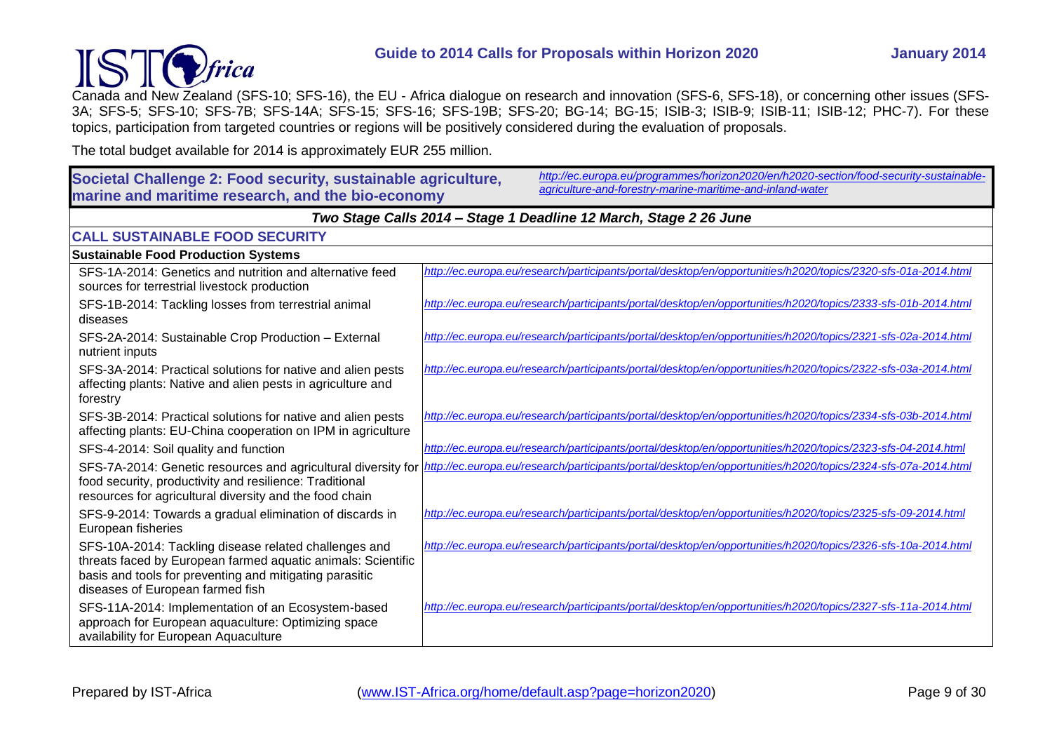Canada and New Zealand (SFS-10; SFS-16), the EU - Africa dialogue on research and innovation (SFS-6, SFS-18), or concerning other issues (SFS-3A; SFS-5; SFS-10; SFS-7B; SFS-14A; SFS-15; SFS-16; SFS-19B; SFS-20; BG-14; BG-15; ISIB-3; ISIB-9; ISIB-11; ISIB-12; PHC-7). For these topics, participation from targeted countries or regions will be positively considered during the evaluation of proposals.

The total budget available for 2014 is approximately EUR 255 million.

| **Societal Challenge 2: Food security, sustainable agriculture, marine and maritime research, and the bio-economy** | *http://ec.europa.eu/programmes/horizon2020/en/h2020-section/food-security-sustainable-agriculture-and-forestry-marine-maritime-and-inland-water* |
|---|---|
| ***Two Stage Calls 2014 – Stage 1 Deadline 12 March, Stage 2 26 June*** | |
| **CALL SUSTAINABLE FOOD SECURITY** | |
| **Sustainable Food Production Systems** | |
| SFS-1A-2014: Genetics and nutrition and alternative feed sources for terrestrial livestock production | *http://ec.europa.eu/research/participants/portal/desktop/en/opportunities/h2020/topics/2320-sfs-01a-2014.html* |
| SFS-1B-2014: Tackling losses from terrestrial animal diseases | *http://ec.europa.eu/research/participants/portal/desktop/en/opportunities/h2020/topics/2333-sfs-01b-2014.html* |
| SFS-2A-2014: Sustainable Crop Production – External nutrient inputs | *http://ec.europa.eu/research/participants/portal/desktop/en/opportunities/h2020/topics/2321-sfs-02a-2014.html* |
| SFS-3A-2014: Practical solutions for native and alien pests affecting plants: Native and alien pests in agriculture and forestry | *http://ec.europa.eu/research/participants/portal/desktop/en/opportunities/h2020/topics/2322-sfs-03a-2014.html* |
| SFS-3B-2014: Practical solutions for native and alien pests affecting plants: EU-China cooperation on IPM in agriculture | *http://ec.europa.eu/research/participants/portal/desktop/en/opportunities/h2020/topics/2334-sfs-03b-2014.html* |
| SFS-4-2014: Soil quality and function | *http://ec.europa.eu/research/participants/portal/desktop/en/opportunities/h2020/topics/2323-sfs-04-2014.html* |
| SFS-7A-2014: Genetic resources and agricultural diversity for food security, productivity and resilience: Traditional resources for agricultural diversity and the food chain | *http://ec.europa.eu/research/participants/portal/desktop/en/opportunities/h2020/topics/2324-sfs-07a-2014.html* |
| SFS-9-2014: Towards a gradual elimination of discards in European fisheries | *http://ec.europa.eu/research/participants/portal/desktop/en/opportunities/h2020/topics/2325-sfs-09-2014.html* |
| SFS-10A-2014: Tackling disease related challenges and threats faced by European farmed aquatic animals: Scientific basis and tools for preventing and mitigating parasitic diseases of European farmed fish | *http://ec.europa.eu/research/participants/portal/desktop/en/opportunities/h2020/topics/2326-sfs-10a-2014.html* |
| SFS-11A-2014: Implementation of an Ecosystem-based approach for European aquaculture: Optimizing space availability for European Aquaculture | *http://ec.europa.eu/research/participants/portal/desktop/en/opportunities/h2020/topics/2327-sfs-11a-2014.html* |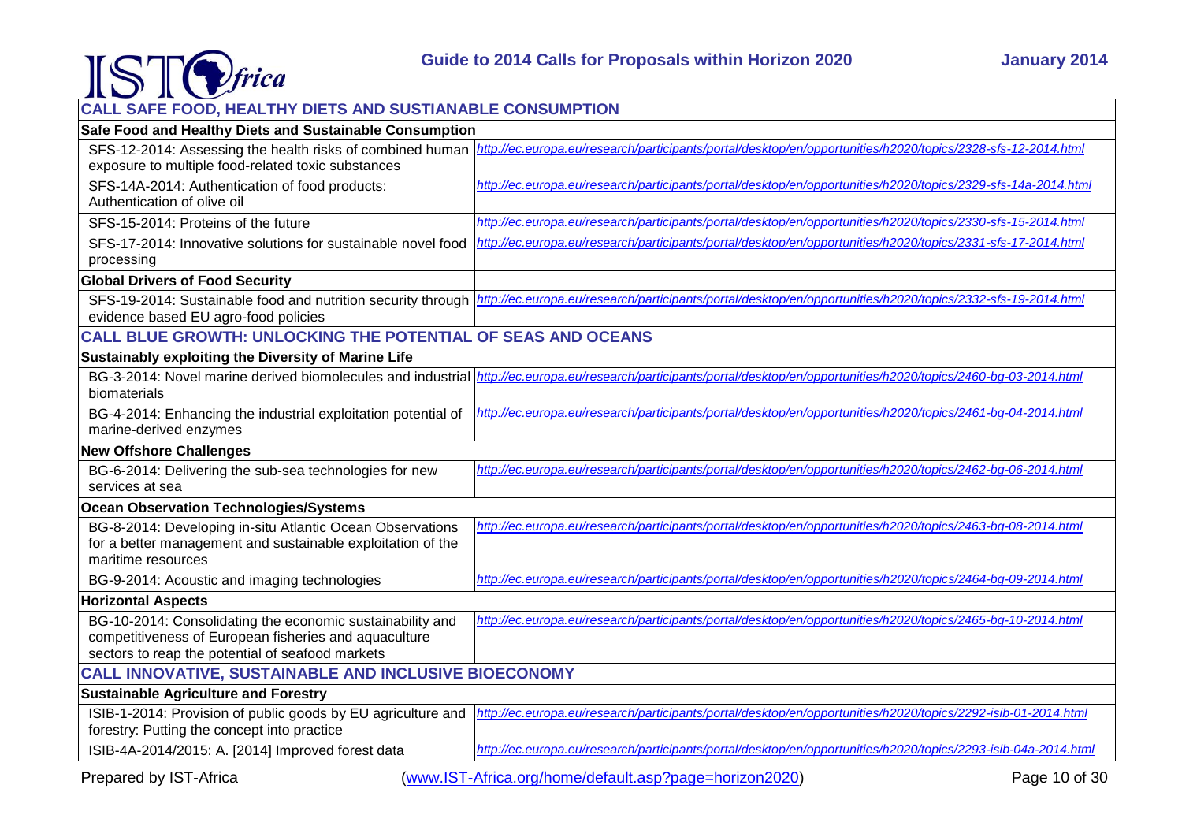| CALL SAFE FOOD, HEALTHY DIETS AND SUSTIANABLE CONSUMPTION | |
|---|---|
| **Safe Food and Healthy Diets and Sustainable Consumption** | |
| SFS-12-2014: Assessing the health risks of combined human exposure to multiple food-related toxic substances | *http://ec.europa.eu/research/participants/portal/desktop/en/opportunities/h2020/topics/2328-sfs-12-2014.html* |
| SFS-14A-2014: Authentication of food products: Authentication of olive oil | *http://ec.europa.eu/research/participants/portal/desktop/en/opportunities/h2020/topics/2329-sfs-14a-2014.html* |
| SFS-15-2014: Proteins of the future | *http://ec.europa.eu/research/participants/portal/desktop/en/opportunities/h2020/topics/2330-sfs-15-2014.html* |
| SFS-17-2014: Innovative solutions for sustainable novel food processing | *http://ec.europa.eu/research/participants/portal/desktop/en/opportunities/h2020/topics/2331-sfs-17-2014.html* |
| **Global Drivers of Food Security** | |
| SFS-19-2014: Sustainable food and nutrition security through evidence based EU agro-food policies | *http://ec.europa.eu/research/participants/portal/desktop/en/opportunities/h2020/topics/2332-sfs-19-2014.html* |
| **CALL BLUE GROWTH: UNLOCKING THE POTENTIAL OF SEAS AND OCEANS** | |
| **Sustainably exploiting the Diversity of Marine Life** | |
| BG-3-2014: Novel marine derived biomolecules and industrial biomaterials | *http://ec.europa.eu/research/participants/portal/desktop/en/opportunities/h2020/topics/2460-bg-03-2014.html* |
| BG-4-2014: Enhancing the industrial exploitation potential of marine-derived enzymes | *http://ec.europa.eu/research/participants/portal/desktop/en/opportunities/h2020/topics/2461-bg-04-2014.html* |
| **New Offshore Challenges** | |
| BG-6-2014: Delivering the sub-sea technologies for new services at sea | *http://ec.europa.eu/research/participants/portal/desktop/en/opportunities/h2020/topics/2462-bg-06-2014.html* |
| **Ocean Observation Technologies/Systems** | |
| BG-8-2014: Developing in-situ Atlantic Ocean Observations for a better management and sustainable exploitation of the maritime resources | *http://ec.europa.eu/research/participants/portal/desktop/en/opportunities/h2020/topics/2463-bg-08-2014.html* |
| BG-9-2014: Acoustic and imaging technologies | *http://ec.europa.eu/research/participants/portal/desktop/en/opportunities/h2020/topics/2464-bg-09-2014.html* |
| **Horizontal Aspects** | |
| BG-10-2014: Consolidating the economic sustainability and competitiveness of European fisheries and aquaculture sectors to reap the potential of seafood markets | *http://ec.europa.eu/research/participants/portal/desktop/en/opportunities/h2020/topics/2465-bg-10-2014.html* |
| **CALL INNOVATIVE, SUSTAINABLE AND INCLUSIVE BIOECONOMY** | |
| **Sustainable Agriculture and Forestry** | |
| ISIB-1-2014: Provision of public goods by EU agriculture and forestry: Putting the concept into practice | *http://ec.europa.eu/research/participants/portal/desktop/en/opportunities/h2020/topics/2292-isib-01-2014.html* |
| ISIB-4A-2014/2015: A. [2014] Improved forest data | *http://ec.europa.eu/research/participants/portal/desktop/en/opportunities/h2020/topics/2293-isib-04a-2014.html* |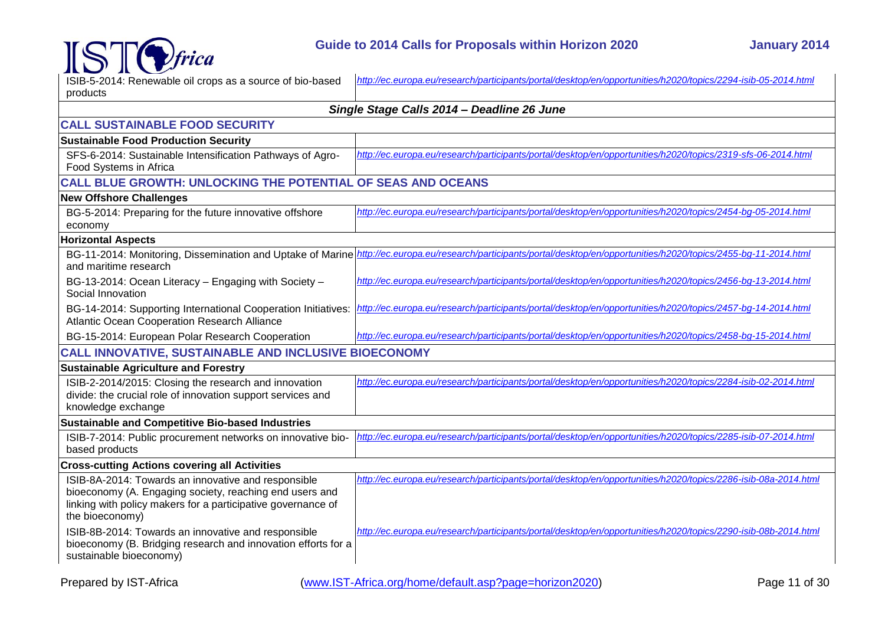| | |
|---|---|
| ISIB-5-2014: Renewable oil crops as a source of bio-based products | *http://ec.europa.eu/research/participants/portal/desktop/en/opportunities/h2020/topics/2294-isib-05-2014.html* |
| ***Single Stage Calls 2014 – Deadline 26 June*** | |
| **CALL SUSTAINABLE FOOD SECURITY** | |
| **Sustainable Food Production Security** | |
| SFS-6-2014: Sustainable Intensification Pathways of Agro-Food Systems in Africa | *http://ec.europa.eu/research/participants/portal/desktop/en/opportunities/h2020/topics/2319-sfs-06-2014.html* |
| **CALL BLUE GROWTH: UNLOCKING THE POTENTIAL OF SEAS AND OCEANS** | |
| **New Offshore Challenges** | |
| BG-5-2014: Preparing for the future innovative offshore economy | *http://ec.europa.eu/research/participants/portal/desktop/en/opportunities/h2020/topics/2454-bg-05-2014.html* |
| **Horizontal Aspects** | |
| BG-11-2014: Monitoring, Dissemination and Uptake of Marine and maritime research | *http://ec.europa.eu/research/participants/portal/desktop/en/opportunities/h2020/topics/2455-bg-11-2014.html* |
| BG-13-2014: Ocean Literacy – Engaging with Society – Social Innovation | *http://ec.europa.eu/research/participants/portal/desktop/en/opportunities/h2020/topics/2456-bg-13-2014.html* |
| BG-14-2014: Supporting International Cooperation Initiatives: Atlantic Ocean Cooperation Research Alliance | *http://ec.europa.eu/research/participants/portal/desktop/en/opportunities/h2020/topics/2457-bg-14-2014.html* |
| BG-15-2014: European Polar Research Cooperation | *http://ec.europa.eu/research/participants/portal/desktop/en/opportunities/h2020/topics/2458-bg-15-2014.html* |
| **CALL INNOVATIVE, SUSTAINABLE AND INCLUSIVE BIOECONOMY** | |
| **Sustainable Agriculture and Forestry** | |
| ISIB-2-2014/2015: Closing the research and innovation divide: the crucial role of innovation support services and knowledge exchange | *http://ec.europa.eu/research/participants/portal/desktop/en/opportunities/h2020/topics/2284-isib-02-2014.html* |
| **Sustainable and Competitive Bio-based Industries** | |
| ISIB-7-2014: Public procurement networks on innovative bio-based products | *http://ec.europa.eu/research/participants/portal/desktop/en/opportunities/h2020/topics/2285-isib-07-2014.html* |
| **Cross-cutting Actions covering all Activities** | |
| ISIB-8A-2014: Towards an innovative and responsible bioeconomy (A. Engaging society, reaching end users and linking with policy makers for a participative governance of the bioeconomy) | *http://ec.europa.eu/research/participants/portal/desktop/en/opportunities/h2020/topics/2286-isib-08a-2014.html* |
| ISIB-8B-2014: Towards an innovative and responsible bioeconomy (B. Bridging research and innovation efforts for a sustainable bioeconomy) | *http://ec.europa.eu/research/participants/portal/desktop/en/opportunities/h2020/topics/2290-isib-08b-2014.html* |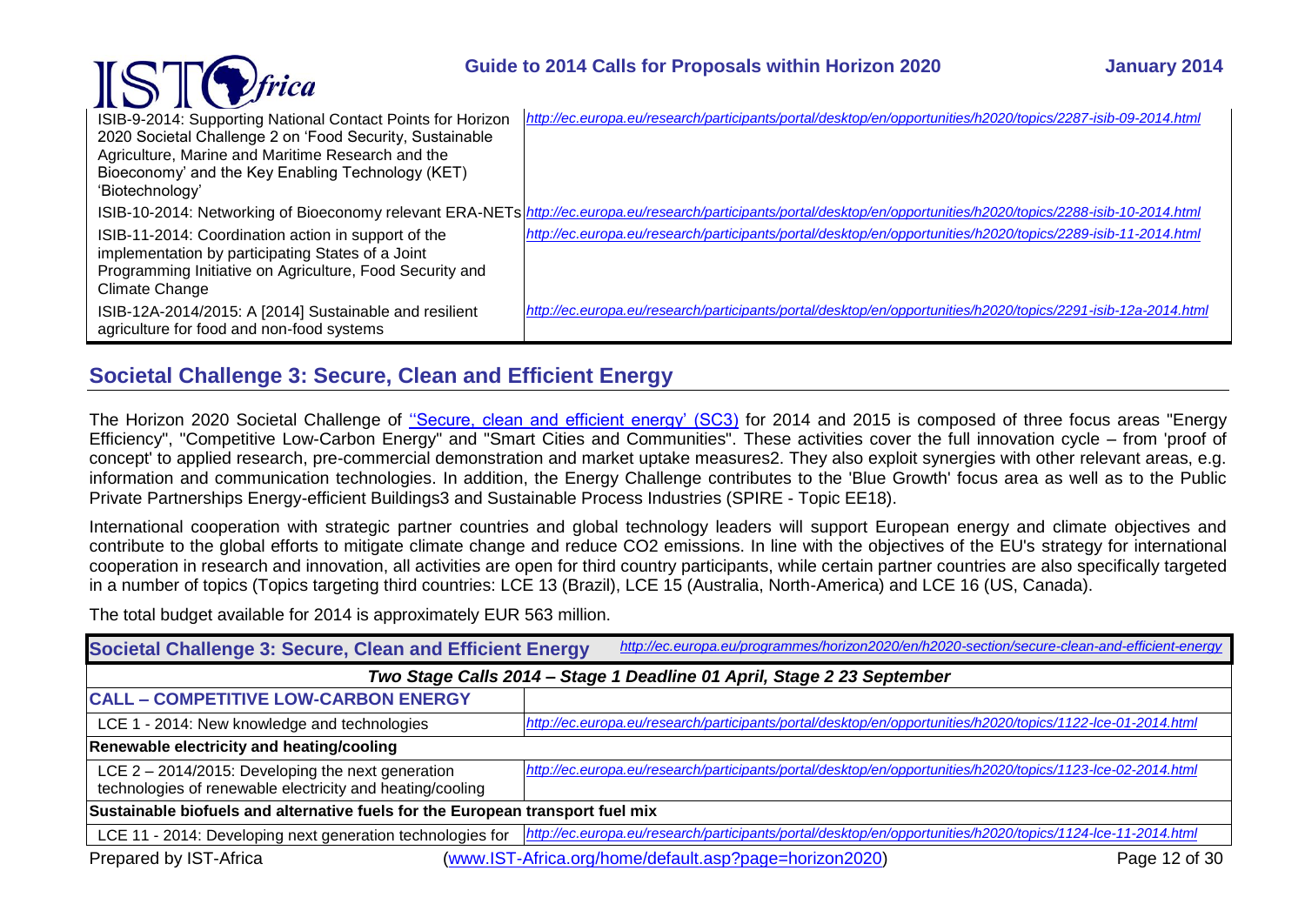| | |
|---|---|
| ISIB-9-2014: Supporting National Contact Points for Horizon 2020 Societal Challenge 2 on 'Food Security, Sustainable Agriculture, Marine and Maritime Research and the Bioeconomy' and the Key Enabling Technology (KET) 'Biotechnology' | *http://ec.europa.eu/research/participants/portal/desktop/en/opportunities/h2020/topics/2287-isib-09-2014.html* |
| ISIB-10-2014: Networking of Bioeconomy relevant ERA-NETs | *http://ec.europa.eu/research/participants/portal/desktop/en/opportunities/h2020/topics/2288-isib-10-2014.html* |
| ISIB-11-2014: Coordination action in support of the implementation by participating States of a Joint Programming Initiative on Agriculture, Food Security and Climate Change | *http://ec.europa.eu/research/participants/portal/desktop/en/opportunities/h2020/topics/2289-isib-11-2014.html* |
| ISIB-12A-2014/2015: A [2014] Sustainable and resilient agriculture for food and non-food systems | *http://ec.europa.eu/research/participants/portal/desktop/en/opportunities/h2020/topics/2291-isib-12a-2014.html* |

## Societal Challenge 3: Secure, Clean and Efficient Energy

The Horizon 2020 Societal Challenge of ''Secure, clean and efficient energy' (SC3) for 2014 and 2015 is composed of three focus areas "Energy Efficiency", "Competitive Low-Carbon Energy" and "Smart Cities and Communities". These activities cover the full innovation cycle – from 'proof of concept' to applied research, pre-commercial demonstration and market uptake measures2. They also exploit synergies with other relevant areas, e.g. information and communication technologies. In addition, the Energy Challenge contributes to the 'Blue Growth' focus area as well as to the Public Private Partnerships Energy-efficient Buildings3 and Sustainable Process Industries (SPIRE - Topic EE18).

International cooperation with strategic partner countries and global technology leaders will support European energy and climate objectives and contribute to the global efforts to mitigate climate change and reduce CO2 emissions. In line with the objectives of the EU's strategy for international cooperation in research and innovation, all activities are open for third country participants, while certain partner countries are also specifically targeted in a number of topics (Topics targeting third countries: LCE 13 (Brazil), LCE 15 (Australia, North-America) and LCE 16 (US, Canada).

The total budget available for 2014 is approximately EUR 563 million.

| **Societal Challenge 3: Secure, Clean and Efficient Energy** | *http://ec.europa.eu/programmes/horizon2020/en/h2020-section/secure-clean-and-efficient-energy* |
|---|---|
| ***Two Stage Calls 2014 – Stage 1 Deadline 01 April, Stage 2 23 September*** | |
| **CALL – COMPETITIVE LOW-CARBON ENERGY** | |
| LCE 1 - 2014: New knowledge and technologies | *http://ec.europa.eu/research/participants/portal/desktop/en/opportunities/h2020/topics/1122-lce-01-2014.html* |
| **Renewable electricity and heating/cooling** | |
| LCE 2 – 2014/2015: Developing the next generation technologies of renewable electricity and heating/cooling | *http://ec.europa.eu/research/participants/portal/desktop/en/opportunities/h2020/topics/1123-lce-02-2014.html* |
| **Sustainable biofuels and alternative fuels for the European transport fuel mix** | |
| LCE 11 - 2014: Developing next generation technologies for | *http://ec.europa.eu/research/participants/portal/desktop/en/opportunities/h2020/topics/1124-lce-11-2014.html* |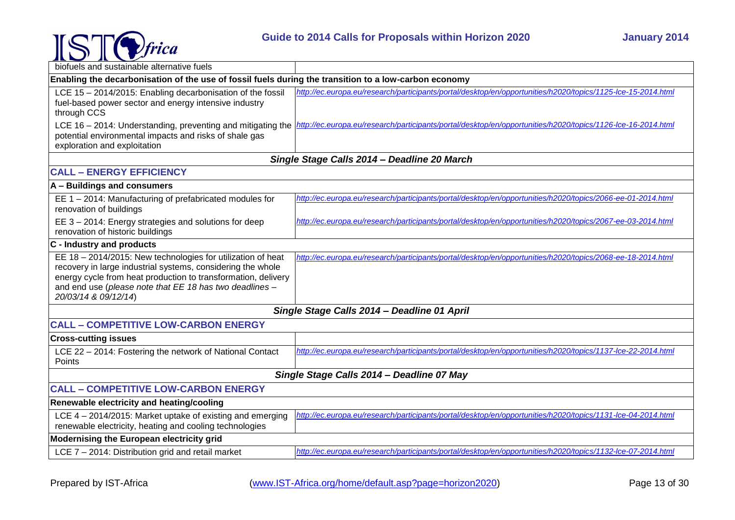| | |
|---|---|
| biofuels and sustainable alternative fuels | |
| **Enabling the decarbonisation of the use of fossil fuels during the transition to a low-carbon economy** | |
| LCE 15 – 2014/2015: Enabling decarbonisation of the fossil fuel-based power sector and energy intensive industry through CCS | *http://ec.europa.eu/research/participants/portal/desktop/en/opportunities/h2020/topics/1125-lce-15-2014.html* |
| LCE 16 – 2014: Understanding, preventing and mitigating the potential environmental impacts and risks of shale gas exploration and exploitation | *http://ec.europa.eu/research/participants/portal/desktop/en/opportunities/h2020/topics/1126-lce-16-2014.html* |
| ***Single Stage Calls 2014 – Deadline 20 March*** | |
| **CALL – ENERGY EFFICIENCY** | |
| **A – Buildings and consumers** | |
| EE 1 – 2014: Manufacturing of prefabricated modules for renovation of buildings | *http://ec.europa.eu/research/participants/portal/desktop/en/opportunities/h2020/topics/2066-ee-01-2014.html* |
| EE 3 – 2014: Energy strategies and solutions for deep renovation of historic buildings | *http://ec.europa.eu/research/participants/portal/desktop/en/opportunities/h2020/topics/2067-ee-03-2014.html* |
| **C - Industry and products** | |
| EE 18 – 2014/2015: New technologies for utilization of heat recovery in large industrial systems, considering the whole energy cycle from heat production to transformation, delivery and end use (*please note that EE 18 has two deadlines – 20/03/14 & 09/12/14*) | *http://ec.europa.eu/research/participants/portal/desktop/en/opportunities/h2020/topics/2068-ee-18-2014.html* |
| ***Single Stage Calls 2014 – Deadline 01 April*** | |
| **CALL – COMPETITIVE LOW-CARBON ENERGY** | |
| **Cross-cutting issues** | |
| LCE 22 – 2014: Fostering the network of National Contact Points | *http://ec.europa.eu/research/participants/portal/desktop/en/opportunities/h2020/topics/1137-lce-22-2014.html* |
| ***Single Stage Calls 2014 – Deadline 07 May*** | |
| **CALL – COMPETITIVE LOW-CARBON ENERGY** | |
| **Renewable electricity and heating/cooling** | |
| LCE 4 – 2014/2015: Market uptake of existing and emerging renewable electricity, heating and cooling technologies | *http://ec.europa.eu/research/participants/portal/desktop/en/opportunities/h2020/topics/1131-lce-04-2014.html* |
| **Modernising the European electricity grid** | |
| LCE 7 – 2014: Distribution grid and retail market | *http://ec.europa.eu/research/participants/portal/desktop/en/opportunities/h2020/topics/1132-lce-07-2014.html* |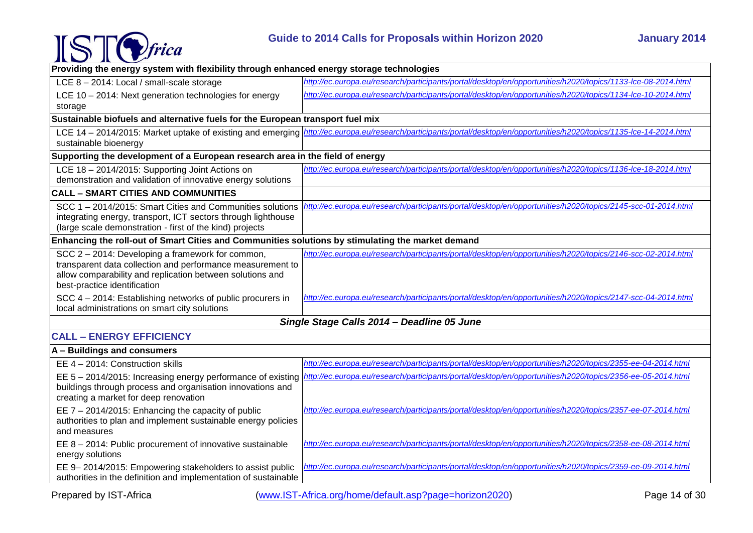| | |
|---|---|
| **Providing the energy system with flexibility through enhanced energy storage technologies** | |
| LCE 8 – 2014: Local / small-scale storage | *http://ec.europa.eu/research/participants/portal/desktop/en/opportunities/h2020/topics/1133-lce-08-2014.html* |
| LCE 10 – 2014: Next generation technologies for energy storage | *http://ec.europa.eu/research/participants/portal/desktop/en/opportunities/h2020/topics/1134-lce-10-2014.html* |
| **Sustainable biofuels and alternative fuels for the European transport fuel mix** | |
| LCE 14 – 2014/2015: Market uptake of existing and emerging sustainable bioenergy | *http://ec.europa.eu/research/participants/portal/desktop/en/opportunities/h2020/topics/1135-lce-14-2014.html* |
| **Supporting the development of a European research area in the field of energy** | |
| LCE 18 – 2014/2015: Supporting Joint Actions on demonstration and validation of innovative energy solutions | *http://ec.europa.eu/research/participants/portal/desktop/en/opportunities/h2020/topics/1136-lce-18-2014.html* |
| **CALL – SMART CITIES AND COMMUNITIES** | |
| SCC 1 – 2014/2015: Smart Cities and Communities solutions integrating energy, transport, ICT sectors through lighthouse (large scale demonstration - first of the kind) projects | *http://ec.europa.eu/research/participants/portal/desktop/en/opportunities/h2020/topics/2145-scc-01-2014.html* |
| **Enhancing the roll-out of Smart Cities and Communities solutions by stimulating the market demand** | |
| SCC 2 – 2014: Developing a framework for common, transparent data collection and performance measurement to allow comparability and replication between solutions and best-practice identification | *http://ec.europa.eu/research/participants/portal/desktop/en/opportunities/h2020/topics/2146-scc-02-2014.html* |
| SCC 4 – 2014: Establishing networks of public procurers in local administrations on smart city solutions | *http://ec.europa.eu/research/participants/portal/desktop/en/opportunities/h2020/topics/2147-scc-04-2014.html* |
| ***Single Stage Calls 2014 – Deadline 05 June*** | |
| **CALL – ENERGY EFFICIENCY** | |
| **A – Buildings and consumers** | |
| EE 4 – 2014: Construction skills | *http://ec.europa.eu/research/participants/portal/desktop/en/opportunities/h2020/topics/2355-ee-04-2014.html* |
| EE 5 – 2014/2015: Increasing energy performance of existing buildings through process and organisation innovations and creating a market for deep renovation | *http://ec.europa.eu/research/participants/portal/desktop/en/opportunities/h2020/topics/2356-ee-05-2014.html* |
| EE 7 – 2014/2015: Enhancing the capacity of public authorities to plan and implement sustainable energy policies and measures | *http://ec.europa.eu/research/participants/portal/desktop/en/opportunities/h2020/topics/2357-ee-07-2014.html* |
| EE 8 – 2014: Public procurement of innovative sustainable energy solutions | *http://ec.europa.eu/research/participants/portal/desktop/en/opportunities/h2020/topics/2358-ee-08-2014.html* |
| EE 9– 2014/2015: Empowering stakeholders to assist public authorities in the definition and implementation of sustainable | *http://ec.europa.eu/research/participants/portal/desktop/en/opportunities/h2020/topics/2359-ee-09-2014.html* |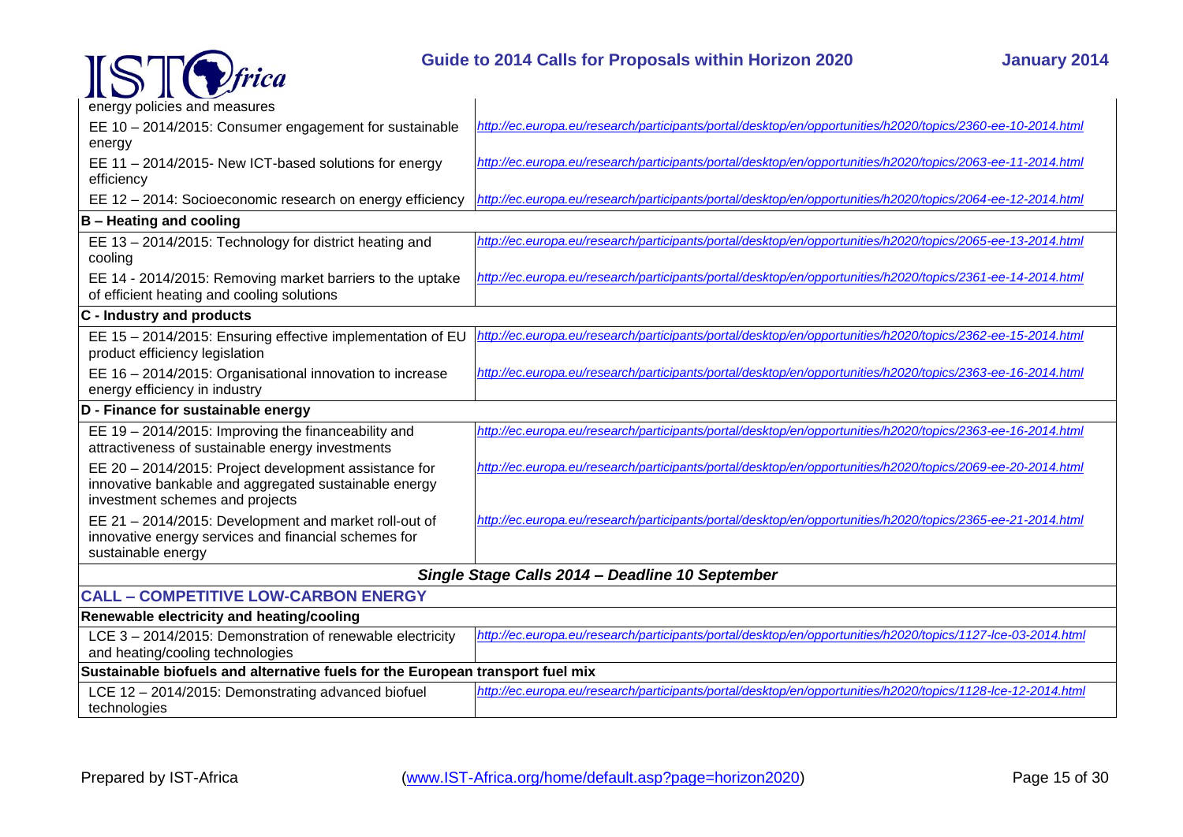| | |
|---|---|
| energy policies and measures | |
| EE 10 – 2014/2015: Consumer engagement for sustainable energy | *http://ec.europa.eu/research/participants/portal/desktop/en/opportunities/h2020/topics/2360-ee-10-2014.html* |
| EE 11 – 2014/2015- New ICT-based solutions for energy efficiency | *http://ec.europa.eu/research/participants/portal/desktop/en/opportunities/h2020/topics/2063-ee-11-2014.html* |
| EE 12 – 2014: Socioeconomic research on energy efficiency | *http://ec.europa.eu/research/participants/portal/desktop/en/opportunities/h2020/topics/2064-ee-12-2014.html* |
| **B – Heating and cooling** | |
| EE 13 – 2014/2015: Technology for district heating and cooling | *http://ec.europa.eu/research/participants/portal/desktop/en/opportunities/h2020/topics/2065-ee-13-2014.html* |
| EE 14 - 2014/2015: Removing market barriers to the uptake of efficient heating and cooling solutions | *http://ec.europa.eu/research/participants/portal/desktop/en/opportunities/h2020/topics/2361-ee-14-2014.html* |
| **C - Industry and products** | |
| EE 15 – 2014/2015: Ensuring effective implementation of EU product efficiency legislation | *http://ec.europa.eu/research/participants/portal/desktop/en/opportunities/h2020/topics/2362-ee-15-2014.html* |
| EE 16 – 2014/2015: Organisational innovation to increase energy efficiency in industry | *http://ec.europa.eu/research/participants/portal/desktop/en/opportunities/h2020/topics/2363-ee-16-2014.html* |
| **D - Finance for sustainable energy** | |
| EE 19 – 2014/2015: Improving the financeability and attractiveness of sustainable energy investments | *http://ec.europa.eu/research/participants/portal/desktop/en/opportunities/h2020/topics/2363-ee-16-2014.html* |
| EE 20 – 2014/2015: Project development assistance for innovative bankable and aggregated sustainable energy investment schemes and projects | *http://ec.europa.eu/research/participants/portal/desktop/en/opportunities/h2020/topics/2069-ee-20-2014.html* |
| EE 21 – 2014/2015: Development and market roll-out of innovative energy services and financial schemes for sustainable energy | *http://ec.europa.eu/research/participants/portal/desktop/en/opportunities/h2020/topics/2365-ee-21-2014.html* |
| ***Single Stage Calls 2014 – Deadline 10 September*** | |
| **CALL – COMPETITIVE LOW-CARBON ENERGY** | |
| **Renewable electricity and heating/cooling** | |
| LCE 3 – 2014/2015: Demonstration of renewable electricity and heating/cooling technologies | *http://ec.europa.eu/research/participants/portal/desktop/en/opportunities/h2020/topics/1127-lce-03-2014.html* |
| **Sustainable biofuels and alternative fuels for the European transport fuel mix** | |
| LCE 12 – 2014/2015: Demonstrating advanced biofuel technologies | *http://ec.europa.eu/research/participants/portal/desktop/en/opportunities/h2020/topics/1128-lce-12-2014.html* |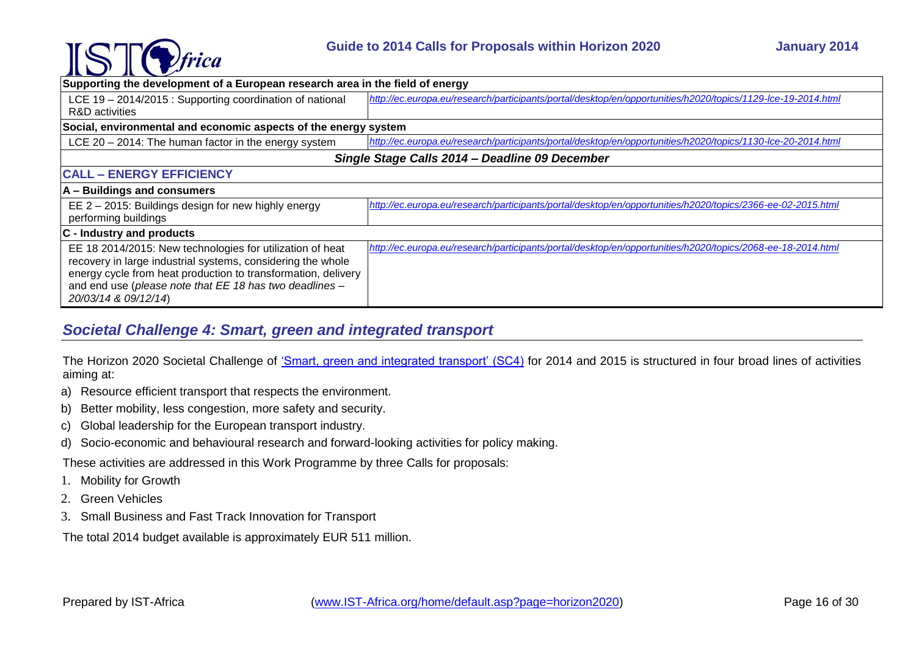| | |
|---|---|
| **Supporting the development of a European research area in the field of energy** | |
| LCE 19 – 2014/2015 : Supporting coordination of national R&D activities | *http://ec.europa.eu/research/participants/portal/desktop/en/opportunities/h2020/topics/1129-lce-19-2014.html* |
| **Social, environmental and economic aspects of the energy system** | |
| LCE 20 – 2014: The human factor in the energy system | *http://ec.europa.eu/research/participants/portal/desktop/en/opportunities/h2020/topics/1130-lce-20-2014.html* |
| ***Single Stage Calls 2014 – Deadline 09 December*** | |
| **CALL – ENERGY EFFICIENCY** | |
| **A – Buildings and consumers** | |
| EE 2 – 2015: Buildings design for new highly energy performing buildings | *http://ec.europa.eu/research/participants/portal/desktop/en/opportunities/h2020/topics/2366-ee-02-2015.html* |
| **C - Industry and products** | |
| EE 18 2014/2015: New technologies for utilization of heat recovery in large industrial systems, considering the whole energy cycle from heat production to transformation, delivery and end use (*please note that EE 18 has two deadlines – 20/03/14 & 09/12/14*) | *http://ec.europa.eu/research/participants/portal/desktop/en/opportunities/h2020/topics/2068-ee-18-2014.html* |

## *Societal Challenge 4: Smart, green and integrated transport*

The Horizon 2020 Societal Challenge of 'Smart, green and integrated transport' (SC4) for 2014 and 2015 is structured in four broad lines of activities aiming at:

a) Resource efficient transport that respects the environment.
b) Better mobility, less congestion, more safety and security.
c) Global leadership for the European transport industry.
d) Socio-economic and behavioural research and forward-looking activities for policy making.

These activities are addressed in this Work Programme by three Calls for proposals:

1. Mobility for Growth
2. Green Vehicles
3. Small Business and Fast Track Innovation for Transport

The total 2014 budget available is approximately EUR 511 million.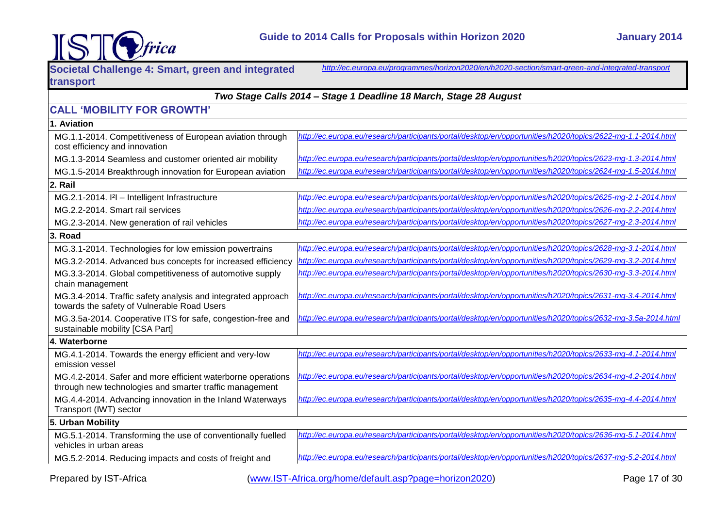## Societal Challenge 4: Smart, green and integrated transport

*http://ec.europa.eu/programmes/horizon2020/en/h2020-section/smart-green-and-integrated-transport*

| *Two Stage Calls 2014 – Stage 1 Deadline 18 March, Stage 28 August* | |
|---|---|
| **CALL 'MOBILITY FOR GROWTH'** | |
| **1. Aviation** | |
| MG.1.1-2014. Competitiveness of European aviation through cost efficiency and innovation | *http://ec.europa.eu/research/participants/portal/desktop/en/opportunities/h2020/topics/2622-mg-1.1-2014.html* |
| MG.1.3-2014 Seamless and customer oriented air mobility | *http://ec.europa.eu/research/participants/portal/desktop/en/opportunities/h2020/topics/2623-mg-1.3-2014.html* |
| MG.1.5-2014 Breakthrough innovation for European aviation | *http://ec.europa.eu/research/participants/portal/desktop/en/opportunities/h2020/topics/2624-mg-1.5-2014.html* |
| **2. Rail** | |
| MG.2.1-2014. I²I – Intelligent Infrastructure | *http://ec.europa.eu/research/participants/portal/desktop/en/opportunities/h2020/topics/2625-mg-2.1-2014.html* |
| MG.2.2-2014. Smart rail services | *http://ec.europa.eu/research/participants/portal/desktop/en/opportunities/h2020/topics/2626-mg-2.2-2014.html* |
| MG.2.3-2014. New generation of rail vehicles | *http://ec.europa.eu/research/participants/portal/desktop/en/opportunities/h2020/topics/2627-mg-2.3-2014.html* |
| **3. Road** | |
| MG.3.1-2014. Technologies for low emission powertrains | *http://ec.europa.eu/research/participants/portal/desktop/en/opportunities/h2020/topics/2628-mg-3.1-2014.html* |
| MG.3.2-2014. Advanced bus concepts for increased efficiency | *http://ec.europa.eu/research/participants/portal/desktop/en/opportunities/h2020/topics/2629-mg-3.2-2014.html* |
| MG.3.3-2014. Global competitiveness of automotive supply chain management | *http://ec.europa.eu/research/participants/portal/desktop/en/opportunities/h2020/topics/2630-mg-3.3-2014.html* |
| MG.3.4-2014. Traffic safety analysis and integrated approach towards the safety of Vulnerable Road Users | *http://ec.europa.eu/research/participants/portal/desktop/en/opportunities/h2020/topics/2631-mg-3.4-2014.html* |
| MG.3.5a-2014. Cooperative ITS for safe, congestion-free and sustainable mobility [CSA Part] | *http://ec.europa.eu/research/participants/portal/desktop/en/opportunities/h2020/topics/2632-mg-3.5a-2014.html* |
| **4. Waterborne** | |
| MG.4.1-2014. Towards the energy efficient and very-low emission vessel | *http://ec.europa.eu/research/participants/portal/desktop/en/opportunities/h2020/topics/2633-mg-4.1-2014.html* |
| MG.4.2-2014. Safer and more efficient waterborne operations through new technologies and smarter traffic management | *http://ec.europa.eu/research/participants/portal/desktop/en/opportunities/h2020/topics/2634-mg-4.2-2014.html* |
| MG.4.4-2014. Advancing innovation in the Inland Waterways Transport (IWT) sector | *http://ec.europa.eu/research/participants/portal/desktop/en/opportunities/h2020/topics/2635-mg-4.4-2014.html* |
| **5. Urban Mobility** | |
| MG.5.1-2014. Transforming the use of conventionally fuelled vehicles in urban areas | *http://ec.europa.eu/research/participants/portal/desktop/en/opportunities/h2020/topics/2636-mg-5.1-2014.html* |
| MG.5.2-2014. Reducing impacts and costs of freight and | *http://ec.europa.eu/research/participants/portal/desktop/en/opportunities/h2020/topics/2637-mg-5.2-2014.html* |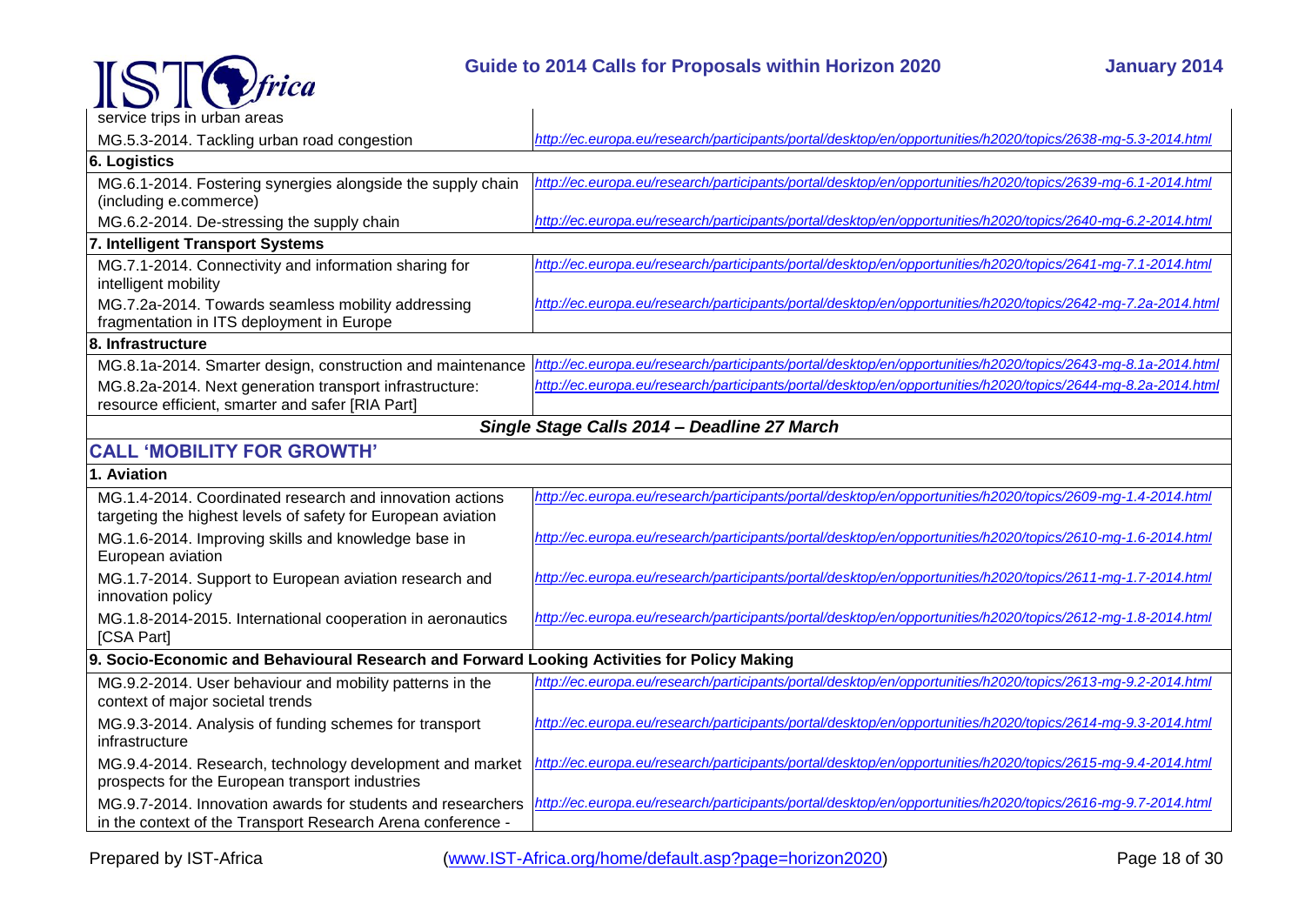| | |
|---|---|
| service trips in urban areas | |
| MG.5.3-2014. Tackling urban road congestion | *http://ec.europa.eu/research/participants/portal/desktop/en/opportunities/h2020/topics/2638-mg-5.3-2014.html* |
| **6. Logistics** | |
| MG.6.1-2014. Fostering synergies alongside the supply chain (including e.commerce) | *http://ec.europa.eu/research/participants/portal/desktop/en/opportunities/h2020/topics/2639-mg-6.1-2014.html* |
| MG.6.2-2014. De-stressing the supply chain | *http://ec.europa.eu/research/participants/portal/desktop/en/opportunities/h2020/topics/2640-mg-6.2-2014.html* |
| **7. Intelligent Transport Systems** | |
| MG.7.1-2014. Connectivity and information sharing for intelligent mobility | *http://ec.europa.eu/research/participants/portal/desktop/en/opportunities/h2020/topics/2641-mg-7.1-2014.html* |
| MG.7.2a-2014. Towards seamless mobility addressing fragmentation in ITS deployment in Europe | *http://ec.europa.eu/research/participants/portal/desktop/en/opportunities/h2020/topics/2642-mg-7.2a-2014.html* |
| **8. Infrastructure** | |
| MG.8.1a-2014. Smarter design, construction and maintenance | *http://ec.europa.eu/research/participants/portal/desktop/en/opportunities/h2020/topics/2643-mg-8.1a-2014.html* |
| MG.8.2a-2014. Next generation transport infrastructure: resource efficient, smarter and safer [RIA Part] | *http://ec.europa.eu/research/participants/portal/desktop/en/opportunities/h2020/topics/2644-mg-8.2a-2014.html* |
| ***Single Stage Calls 2014 – Deadline 27 March*** | |
| **CALL 'MOBILITY FOR GROWTH'** | |
| **1. Aviation** | |
| MG.1.4-2014. Coordinated research and innovation actions targeting the highest levels of safety for European aviation | *http://ec.europa.eu/research/participants/portal/desktop/en/opportunities/h2020/topics/2609-mg-1.4-2014.html* |
| MG.1.6-2014. Improving skills and knowledge base in European aviation | *http://ec.europa.eu/research/participants/portal/desktop/en/opportunities/h2020/topics/2610-mg-1.6-2014.html* |
| MG.1.7-2014. Support to European aviation research and innovation policy | *http://ec.europa.eu/research/participants/portal/desktop/en/opportunities/h2020/topics/2611-mg-1.7-2014.html* |
| MG.1.8-2014-2015. International cooperation in aeronautics [CSA Part] | *http://ec.europa.eu/research/participants/portal/desktop/en/opportunities/h2020/topics/2612-mg-1.8-2014.html* |
| **9. Socio-Economic and Behavioural Research and Forward Looking Activities for Policy Making** | |
| MG.9.2-2014. User behaviour and mobility patterns in the context of major societal trends | *http://ec.europa.eu/research/participants/portal/desktop/en/opportunities/h2020/topics/2613-mg-9.2-2014.html* |
| MG.9.3-2014. Analysis of funding schemes for transport infrastructure | *http://ec.europa.eu/research/participants/portal/desktop/en/opportunities/h2020/topics/2614-mg-9.3-2014.html* |
| MG.9.4-2014. Research, technology development and market prospects for the European transport industries | *http://ec.europa.eu/research/participants/portal/desktop/en/opportunities/h2020/topics/2615-mg-9.4-2014.html* |
| MG.9.7-2014. Innovation awards for students and researchers in the context of the Transport Research Arena conference - | *http://ec.europa.eu/research/participants/portal/desktop/en/opportunities/h2020/topics/2616-mg-9.7-2014.html* |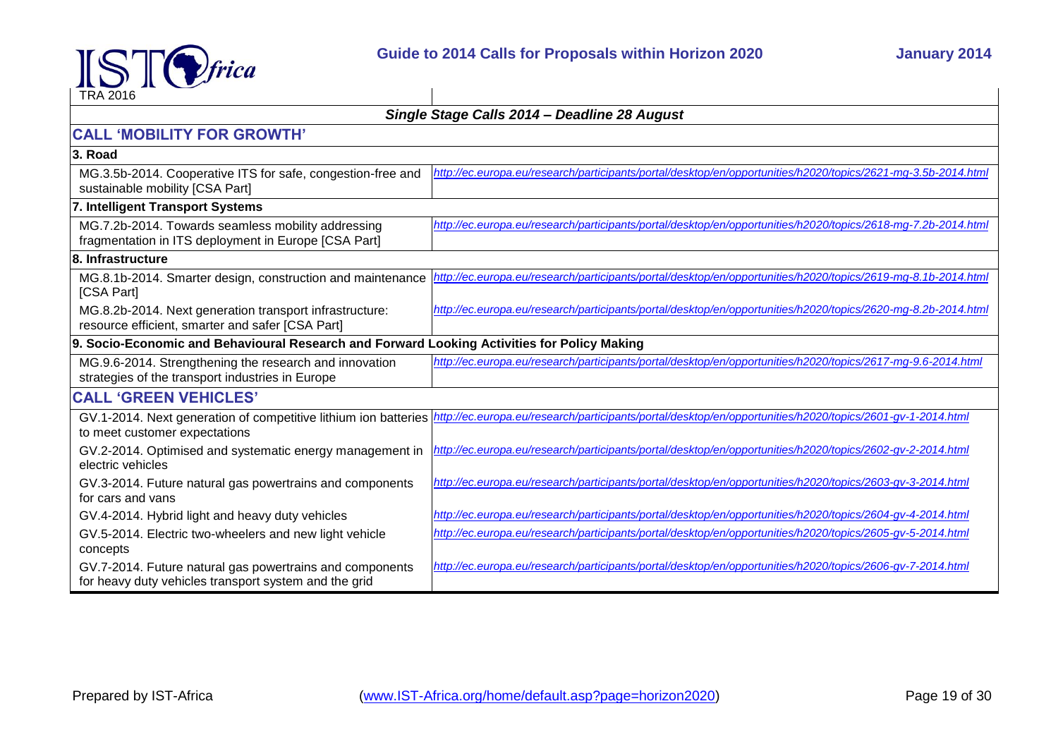| | |
|---|---|
| TRA 2016 | |
| ***Single Stage Calls 2014 – Deadline 28 August*** | |
| **CALL 'MOBILITY FOR GROWTH'** | |
| **3. Road** | |
| MG.3.5b-2014. Cooperative ITS for safe, congestion-free and sustainable mobility [CSA Part] | *http://ec.europa.eu/research/participants/portal/desktop/en/opportunities/h2020/topics/2621-mg-3.5b-2014.html* |
| **7. Intelligent Transport Systems** | |
| MG.7.2b-2014. Towards seamless mobility addressing fragmentation in ITS deployment in Europe [CSA Part] | *http://ec.europa.eu/research/participants/portal/desktop/en/opportunities/h2020/topics/2618-mg-7.2b-2014.html* |
| **8. Infrastructure** | |
| MG.8.1b-2014. Smarter design, construction and maintenance [CSA Part] | *http://ec.europa.eu/research/participants/portal/desktop/en/opportunities/h2020/topics/2619-mg-8.1b-2014.html* |
| MG.8.2b-2014. Next generation transport infrastructure: resource efficient, smarter and safer [CSA Part] | *http://ec.europa.eu/research/participants/portal/desktop/en/opportunities/h2020/topics/2620-mg-8.2b-2014.html* |
| **9. Socio-Economic and Behavioural Research and Forward Looking Activities for Policy Making** | |
| MG.9.6-2014. Strengthening the research and innovation strategies of the transport industries in Europe | *http://ec.europa.eu/research/participants/portal/desktop/en/opportunities/h2020/topics/2617-mg-9.6-2014.html* |
| **CALL 'GREEN VEHICLES'** | |
| GV.1-2014. Next generation of competitive lithium ion batteries to meet customer expectations | *http://ec.europa.eu/research/participants/portal/desktop/en/opportunities/h2020/topics/2601-gv-1-2014.html* |
| GV.2-2014. Optimised and systematic energy management in electric vehicles | *http://ec.europa.eu/research/participants/portal/desktop/en/opportunities/h2020/topics/2602-gv-2-2014.html* |
| GV.3-2014. Future natural gas powertrains and components for cars and vans | *http://ec.europa.eu/research/participants/portal/desktop/en/opportunities/h2020/topics/2603-gv-3-2014.html* |
| GV.4-2014. Hybrid light and heavy duty vehicles | *http://ec.europa.eu/research/participants/portal/desktop/en/opportunities/h2020/topics/2604-gv-4-2014.html* |
| GV.5-2014. Electric two-wheelers and new light vehicle concepts | *http://ec.europa.eu/research/participants/portal/desktop/en/opportunities/h2020/topics/2605-gv-5-2014.html* |
| GV.7-2014. Future natural gas powertrains and components for heavy duty vehicles transport system and the grid | *http://ec.europa.eu/research/participants/portal/desktop/en/opportunities/h2020/topics/2606-gv-7-2014.html* |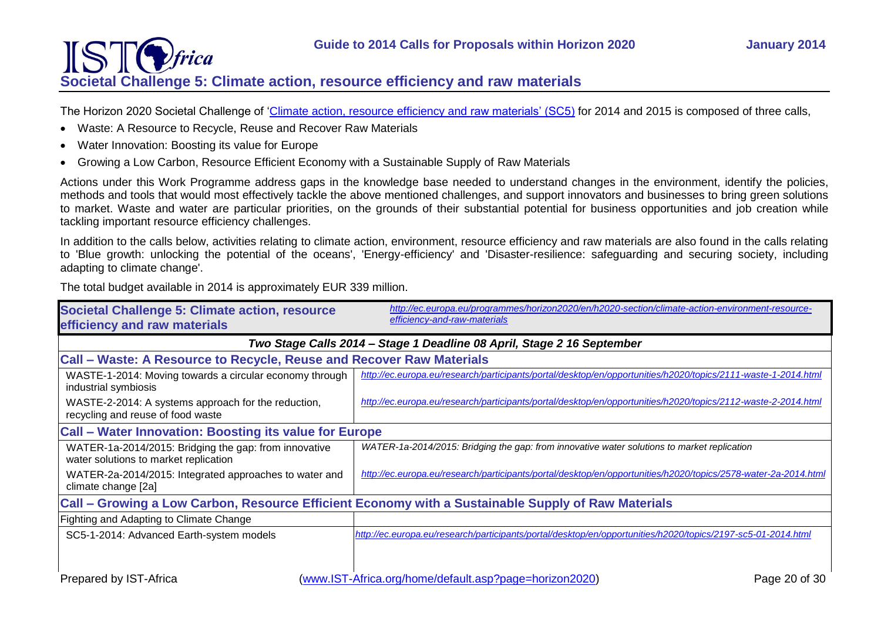## Societal Challenge 5: Climate action, resource efficiency and raw materials

The Horizon 2020 Societal Challenge of 'Climate action, resource efficiency and raw materials' (SC5) for 2014 and 2015 is composed of three calls,

- Waste: A Resource to Recycle, Reuse and Recover Raw Materials
- Water Innovation: Boosting its value for Europe
- Growing a Low Carbon, Resource Efficient Economy with a Sustainable Supply of Raw Materials

Actions under this Work Programme address gaps in the knowledge base needed to understand changes in the environment, identify the policies, methods and tools that would most effectively tackle the above mentioned challenges, and support innovators and businesses to bring green solutions to market. Waste and water are particular priorities, on the grounds of their substantial potential for business opportunities and job creation while tackling important resource efficiency challenges.

In addition to the calls below, activities relating to climate action, environment, resource efficiency and raw materials are also found in the calls relating to 'Blue growth: unlocking the potential of the oceans', 'Energy-efficiency' and 'Disaster-resilience: safeguarding and securing society, including adapting to climate change'.

The total budget available in 2014 is approximately EUR 339 million.

| **Societal Challenge 5: Climate action, resource efficiency and raw materials** | *http://ec.europa.eu/programmes/horizon2020/en/h2020-section/climate-action-environment-resource-efficiency-and-raw-materials* |
|---|---|
| ***Two Stage Calls 2014 – Stage 1 Deadline 08 April, Stage 2 16 September*** | |
| **Call – Waste: A Resource to Recycle, Reuse and Recover Raw Materials** | |
| WASTE-1-2014: Moving towards a circular economy through industrial symbiosis | *http://ec.europa.eu/research/participants/portal/desktop/en/opportunities/h2020/topics/2111-waste-1-2014.html* |
| WASTE-2-2014: A systems approach for the reduction, recycling and reuse of food waste | *http://ec.europa.eu/research/participants/portal/desktop/en/opportunities/h2020/topics/2112-waste-2-2014.html* |
| **Call – Water Innovation: Boosting its value for Europe** | |
| WATER-1a-2014/2015: Bridging the gap: from innovative water solutions to market replication | *WATER-1a-2014/2015: Bridging the gap: from innovative water solutions to market replication* |
| WATER-2a-2014/2015: Integrated approaches to water and climate change [2a] | *http://ec.europa.eu/research/participants/portal/desktop/en/opportunities/h2020/topics/2578-water-2a-2014.html* |
| **Call – Growing a Low Carbon, Resource Efficient Economy with a Sustainable Supply of Raw Materials** | |
| Fighting and Adapting to Climate Change | |
| SC5-1-2014: Advanced Earth-system models | *http://ec.europa.eu/research/participants/portal/desktop/en/opportunities/h2020/topics/2197-sc5-01-2014.html* |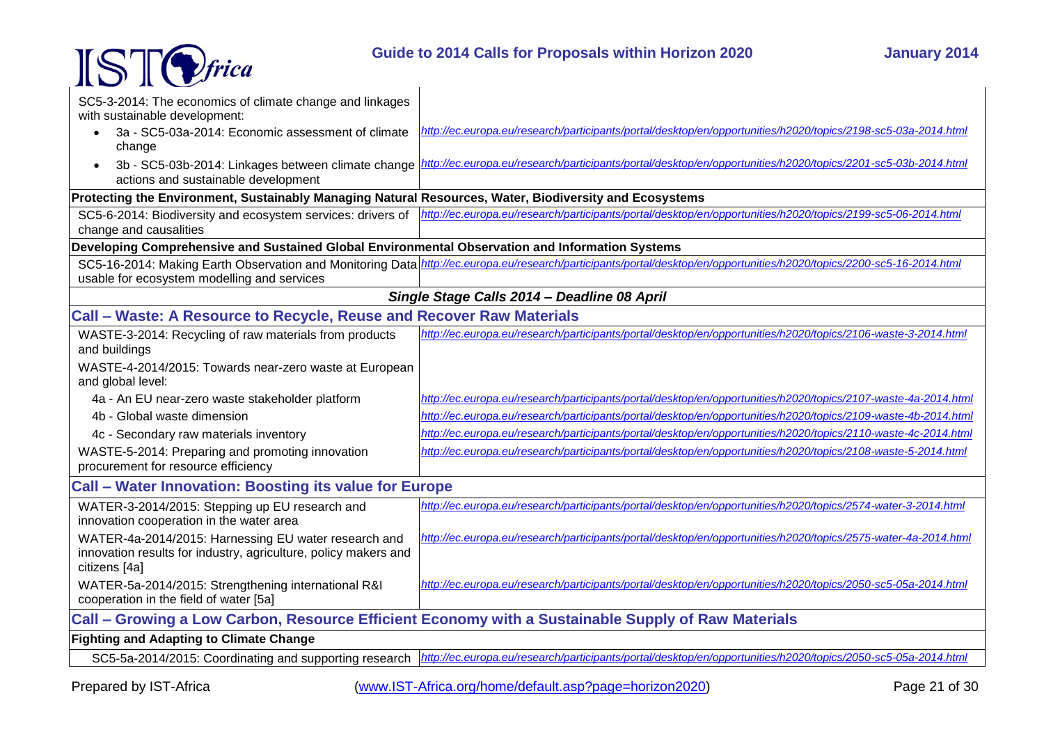| | |
|---|---|
| SC5-3-2014: The economics of climate change and linkages with sustainable development: | |
| • 3a - SC5-03a-2014: Economic assessment of climate change | *http://ec.europa.eu/research/participants/portal/desktop/en/opportunities/h2020/topics/2198-sc5-03a-2014.html* |
| • 3b - SC5-03b-2014: Linkages between climate change actions and sustainable development | *http://ec.europa.eu/research/participants/portal/desktop/en/opportunities/h2020/topics/2201-sc5-03b-2014.html* |
| **Protecting the Environment, Sustainably Managing Natural Resources, Water, Biodiversity and Ecosystems** | |
| SC5-6-2014: Biodiversity and ecosystem services: drivers of change and causalities | *http://ec.europa.eu/research/participants/portal/desktop/en/opportunities/h2020/topics/2199-sc5-06-2014.html* |
| **Developing Comprehensive and Sustained Global Environmental Observation and Information Systems** | |
| SC5-16-2014: Making Earth Observation and Monitoring Data usable for ecosystem modelling and services | *http://ec.europa.eu/research/participants/portal/desktop/en/opportunities/h2020/topics/2200-sc5-16-2014.html* |
| ***Single Stage Calls 2014 – Deadline 08 April*** | |
| **Call – Waste: A Resource to Recycle, Reuse and Recover Raw Materials** | |
| WASTE-3-2014: Recycling of raw materials from products and buildings | *http://ec.europa.eu/research/participants/portal/desktop/en/opportunities/h2020/topics/2106-waste-3-2014.html* |
| WASTE-4-2014/2015: Towards near-zero waste at European and global level: | |
| 4a - An EU near-zero waste stakeholder platform | *http://ec.europa.eu/research/participants/portal/desktop/en/opportunities/h2020/topics/2107-waste-4a-2014.html* |
| 4b - Global waste dimension | *http://ec.europa.eu/research/participants/portal/desktop/en/opportunities/h2020/topics/2109-waste-4b-2014.html* |
| 4c - Secondary raw materials inventory | *http://ec.europa.eu/research/participants/portal/desktop/en/opportunities/h2020/topics/2110-waste-4c-2014.html* |
| WASTE-5-2014: Preparing and promoting innovation procurement for resource efficiency | *http://ec.europa.eu/research/participants/portal/desktop/en/opportunities/h2020/topics/2108-waste-5-2014.html* |
| **Call – Water Innovation: Boosting its value for Europe** | |
| WATER-3-2014/2015: Stepping up EU research and innovation cooperation in the water area | *http://ec.europa.eu/research/participants/portal/desktop/en/opportunities/h2020/topics/2574-water-3-2014.html* |
| WATER-4a-2014/2015: Harnessing EU water research and innovation results for industry, agriculture, policy makers and citizens [4a] | *http://ec.europa.eu/research/participants/portal/desktop/en/opportunities/h2020/topics/2575-water-4a-2014.html* |
| WATER-5a-2014/2015: Strengthening international R&I cooperation in the field of water [5a] | *http://ec.europa.eu/research/participants/portal/desktop/en/opportunities/h2020/topics/2050-sc5-05a-2014.html* |
| **Call – Growing a Low Carbon, Resource Efficient Economy with a Sustainable Supply of Raw Materials** | |
| **Fighting and Adapting to Climate Change** | |
| SC5-5a-2014/2015: Coordinating and supporting research | *http://ec.europa.eu/research/participants/portal/desktop/en/opportunities/h2020/topics/2050-sc5-05a-2014.html* |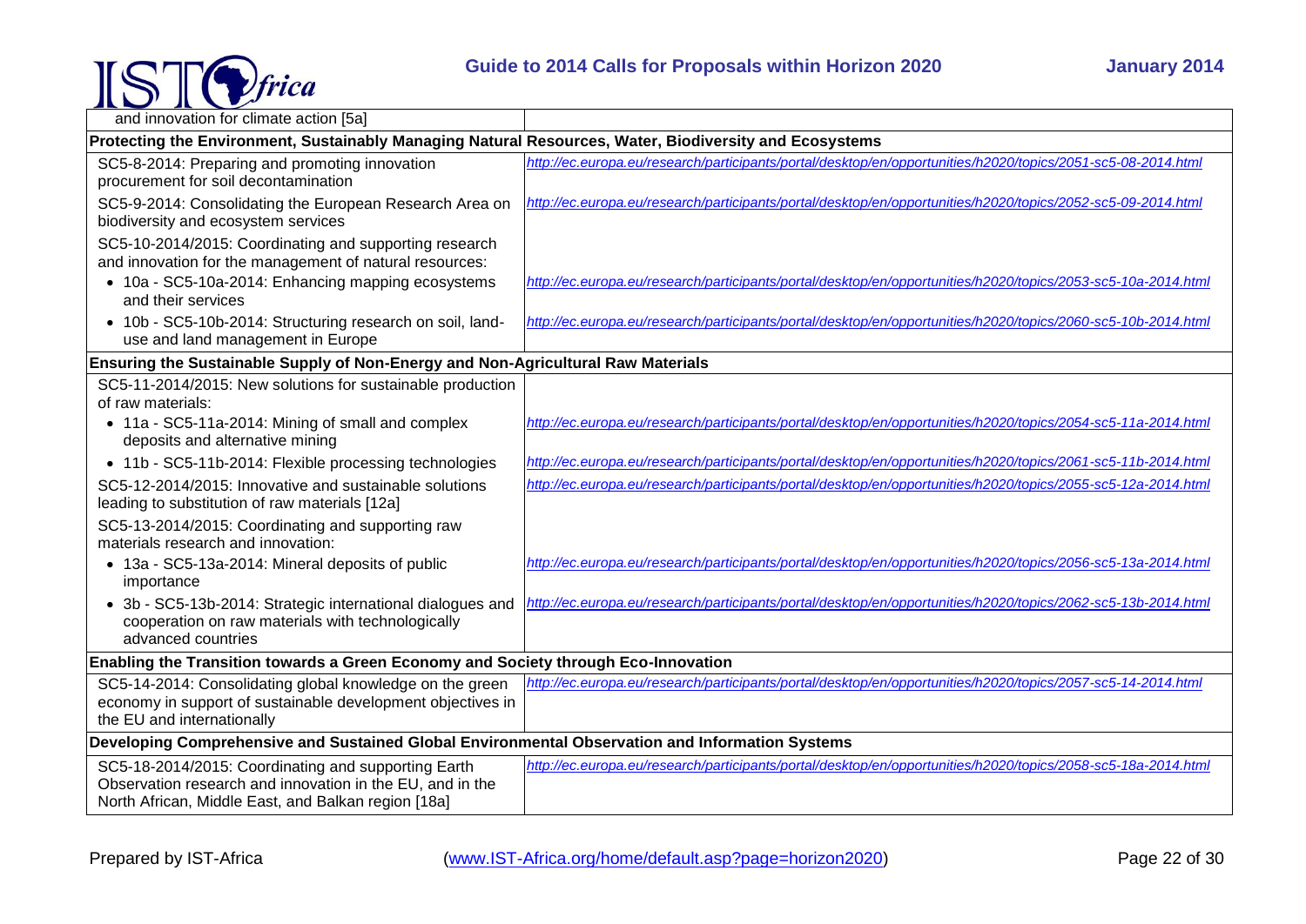| | |
|---|---|
| and innovation for climate action [5a] | |
| **Protecting the Environment, Sustainably Managing Natural Resources, Water, Biodiversity and Ecosystems** | |
| SC5-8-2014: Preparing and promoting innovation procurement for soil decontamination | *http://ec.europa.eu/research/participants/portal/desktop/en/opportunities/h2020/topics/2051-sc5-08-2014.html* |
| SC5-9-2014: Consolidating the European Research Area on biodiversity and ecosystem services | *http://ec.europa.eu/research/participants/portal/desktop/en/opportunities/h2020/topics/2052-sc5-09-2014.html* |
| SC5-10-2014/2015: Coordinating and supporting research and innovation for the management of natural resources: | |
| • 10a - SC5-10a-2014: Enhancing mapping ecosystems and their services | *http://ec.europa.eu/research/participants/portal/desktop/en/opportunities/h2020/topics/2053-sc5-10a-2014.html* |
| • 10b - SC5-10b-2014: Structuring research on soil, land-use and land management in Europe | *http://ec.europa.eu/research/participants/portal/desktop/en/opportunities/h2020/topics/2060-sc5-10b-2014.html* |
| **Ensuring the Sustainable Supply of Non-Energy and Non-Agricultural Raw Materials** | |
| SC5-11-2014/2015: New solutions for sustainable production of raw materials: | |
| • 11a - SC5-11a-2014: Mining of small and complex deposits and alternative mining | *http://ec.europa.eu/research/participants/portal/desktop/en/opportunities/h2020/topics/2054-sc5-11a-2014.html* |
| • 11b - SC5-11b-2014: Flexible processing technologies | *http://ec.europa.eu/research/participants/portal/desktop/en/opportunities/h2020/topics/2061-sc5-11b-2014.html* |
| SC5-12-2014/2015: Innovative and sustainable solutions leading to substitution of raw materials [12a] | *http://ec.europa.eu/research/participants/portal/desktop/en/opportunities/h2020/topics/2055-sc5-12a-2014.html* |
| SC5-13-2014/2015: Coordinating and supporting raw materials research and innovation: | |
| • 13a - SC5-13a-2014: Mineral deposits of public importance | *http://ec.europa.eu/research/participants/portal/desktop/en/opportunities/h2020/topics/2056-sc5-13a-2014.html* |
| • 3b - SC5-13b-2014: Strategic international dialogues and cooperation on raw materials with technologically advanced countries | *http://ec.europa.eu/research/participants/portal/desktop/en/opportunities/h2020/topics/2062-sc5-13b-2014.html* |
| **Enabling the Transition towards a Green Economy and Society through Eco-Innovation** | |
| SC5-14-2014: Consolidating global knowledge on the green economy in support of sustainable development objectives in the EU and internationally | *http://ec.europa.eu/research/participants/portal/desktop/en/opportunities/h2020/topics/2057-sc5-14-2014.html* |
| **Developing Comprehensive and Sustained Global Environmental Observation and Information Systems** | |
| SC5-18-2014/2015: Coordinating and supporting Earth Observation research and innovation in the EU, and in the North African, Middle East, and Balkan region [18a] | *http://ec.europa.eu/research/participants/portal/desktop/en/opportunities/h2020/topics/2058-sc5-18a-2014.html* |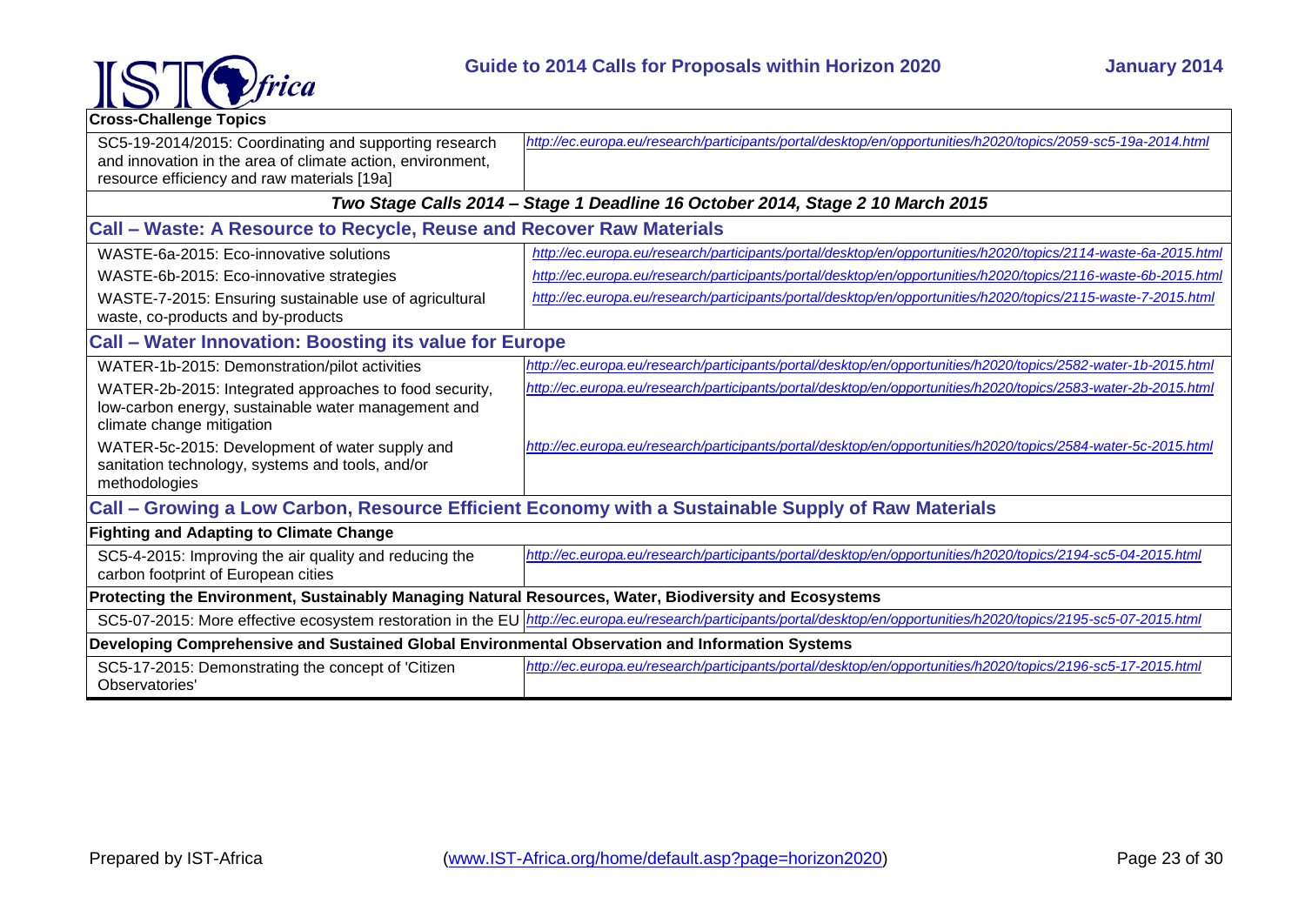| Cross-Challenge Topics | |
|---|---|
| SC5-19-2014/2015: Coordinating and supporting research and innovation in the area of climate action, environment, resource efficiency and raw materials [19a] | *http://ec.europa.eu/research/participants/portal/desktop/en/opportunities/h2020/topics/2059-sc5-19a-2014.html* |
| ***Two Stage Calls 2014 – Stage 1 Deadline 16 October 2014, Stage 2 10 March 2015*** | |
| **Call – Waste: A Resource to Recycle, Reuse and Recover Raw Materials** | |
| WASTE-6a-2015: Eco-innovative solutions | *http://ec.europa.eu/research/participants/portal/desktop/en/opportunities/h2020/topics/2114-waste-6a-2015.html* |
| WASTE-6b-2015: Eco-innovative strategies | *http://ec.europa.eu/research/participants/portal/desktop/en/opportunities/h2020/topics/2116-waste-6b-2015.html* |
| WASTE-7-2015: Ensuring sustainable use of agricultural waste, co-products and by-products | *http://ec.europa.eu/research/participants/portal/desktop/en/opportunities/h2020/topics/2115-waste-7-2015.html* |
| **Call – Water Innovation: Boosting its value for Europe** | |
| WATER-1b-2015: Demonstration/pilot activities | *http://ec.europa.eu/research/participants/portal/desktop/en/opportunities/h2020/topics/2582-water-1b-2015.html* |
| WATER-2b-2015: Integrated approaches to food security, low-carbon energy, sustainable water management and climate change mitigation | *http://ec.europa.eu/research/participants/portal/desktop/en/opportunities/h2020/topics/2583-water-2b-2015.html* |
| WATER-5c-2015: Development of water supply and sanitation technology, systems and tools, and/or methodologies | *http://ec.europa.eu/research/participants/portal/desktop/en/opportunities/h2020/topics/2584-water-5c-2015.html* |
| **Call – Growing a Low Carbon, Resource Efficient Economy with a Sustainable Supply of Raw Materials** | |
| **Fighting and Adapting to Climate Change** | |
| SC5-4-2015: Improving the air quality and reducing the carbon footprint of European cities | *http://ec.europa.eu/research/participants/portal/desktop/en/opportunities/h2020/topics/2194-sc5-04-2015.html* |
| **Protecting the Environment, Sustainably Managing Natural Resources, Water, Biodiversity and Ecosystems** | |
| SC5-07-2015: More effective ecosystem restoration in the EU | *http://ec.europa.eu/research/participants/portal/desktop/en/opportunities/h2020/topics/2195-sc5-07-2015.html* |
| **Developing Comprehensive and Sustained Global Environmental Observation and Information Systems** | |
| SC5-17-2015: Demonstrating the concept of 'Citizen Observatories' | *http://ec.europa.eu/research/participants/portal/desktop/en/opportunities/h2020/topics/2196-sc5-17-2015.html* |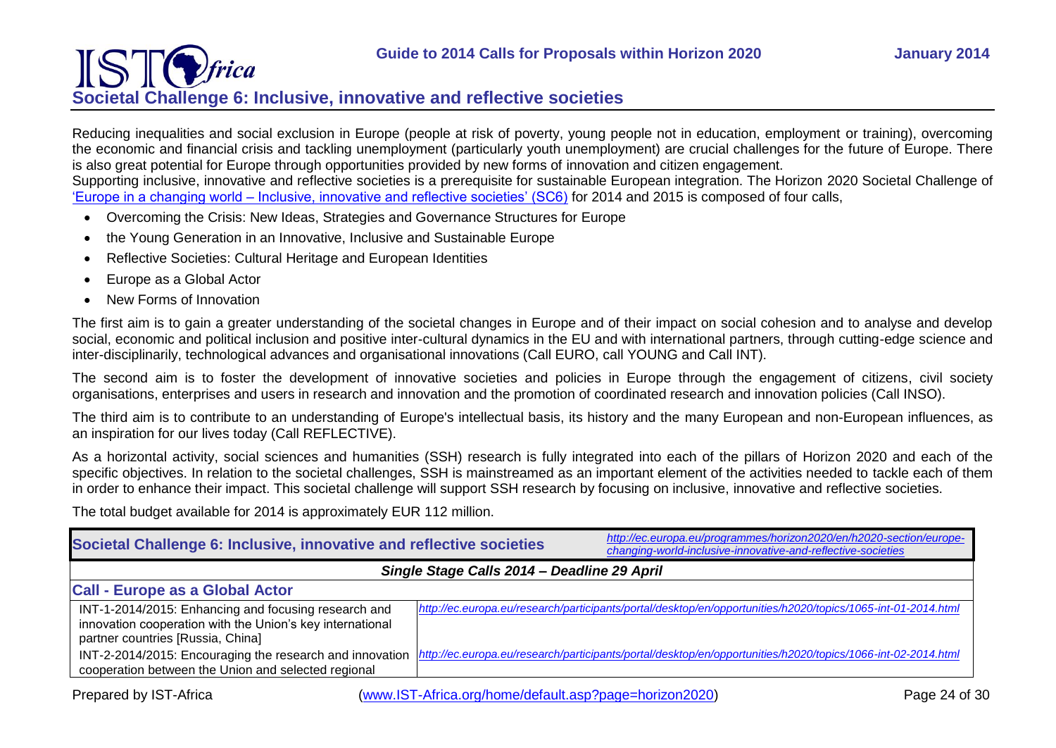## Societal Challenge 6: Inclusive, innovative and reflective societies

Reducing inequalities and social exclusion in Europe (people at risk of poverty, young people not in education, employment or training), overcoming the economic and financial crisis and tackling unemployment (particularly youth unemployment) are crucial challenges for the future of Europe. There is also great potential for Europe through opportunities provided by new forms of innovation and citizen engagement.

Supporting inclusive, innovative and reflective societies is a prerequisite for sustainable European integration. The Horizon 2020 Societal Challenge of 'Europe in a changing world – Inclusive, innovative and reflective societies' (SC6) for 2014 and 2015 is composed of four calls,

- Overcoming the Crisis: New Ideas, Strategies and Governance Structures for Europe
- the Young Generation in an Innovative, Inclusive and Sustainable Europe
- Reflective Societies: Cultural Heritage and European Identities
- Europe as a Global Actor
- New Forms of Innovation

The first aim is to gain a greater understanding of the societal changes in Europe and of their impact on social cohesion and to analyse and develop social, economic and political inclusion and positive inter-cultural dynamics in the EU and with international partners, through cutting-edge science and inter-disciplinarily, technological advances and organisational innovations (Call EURO, call YOUNG and Call INT).

The second aim is to foster the development of innovative societies and policies in Europe through the engagement of citizens, civil society organisations, enterprises and users in research and innovation and the promotion of coordinated research and innovation policies (Call INSO).

The third aim is to contribute to an understanding of Europe's intellectual basis, its history and the many European and non-European influences, as an inspiration for our lives today (Call REFLECTIVE).

As a horizontal activity, social sciences and humanities (SSH) research is fully integrated into each of the pillars of Horizon 2020 and each of the specific objectives. In relation to the societal challenges, SSH is mainstreamed as an important element of the activities needed to tackle each of them in order to enhance their impact. This societal challenge will support SSH research by focusing on inclusive, innovative and reflective societies.

The total budget available for 2014 is approximately EUR 112 million.

| **Societal Challenge 6: Inclusive, innovative and reflective societies** | *http://ec.europa.eu/programmes/horizon2020/en/h2020-section/europe-changing-world-inclusive-innovative-and-reflective-societies* |
|---|---|
| ***Single Stage Calls 2014 – Deadline 29 April*** | |
| **Call - Europe as a Global Actor** | |
| INT-1-2014/2015: Enhancing and focusing research and innovation cooperation with the Union's key international partner countries [Russia, China] | *http://ec.europa.eu/research/participants/portal/desktop/en/opportunities/h2020/topics/1065-int-01-2014.html* |
| INT-2-2014/2015: Encouraging the research and innovation cooperation between the Union and selected regional | *http://ec.europa.eu/research/participants/portal/desktop/en/opportunities/h2020/topics/1066-int-02-2014.html* |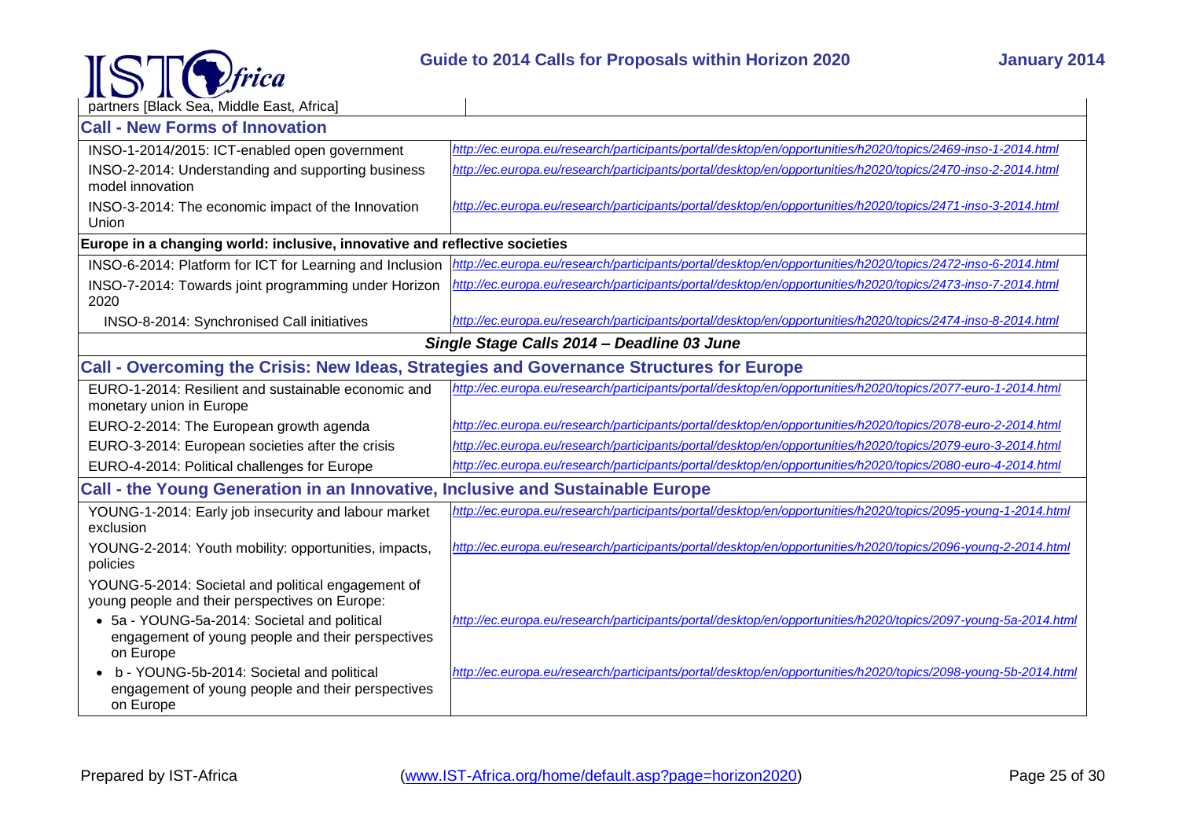| partners [Black Sea, Middle East, Africa] | |
|---|---|
| **Call - New Forms of Innovation** | |
| INSO-1-2014/2015: ICT-enabled open government | *http://ec.europa.eu/research/participants/portal/desktop/en/opportunities/h2020/topics/2469-inso-1-2014.html* |
| INSO-2-2014: Understanding and supporting business model innovation | *http://ec.europa.eu/research/participants/portal/desktop/en/opportunities/h2020/topics/2470-inso-2-2014.html* |
| INSO-3-2014: The economic impact of the Innovation Union | *http://ec.europa.eu/research/participants/portal/desktop/en/opportunities/h2020/topics/2471-inso-3-2014.html* |
| **Europe in a changing world: inclusive, innovative and reflective societies** | |
| INSO-6-2014: Platform for ICT for Learning and Inclusion | *http://ec.europa.eu/research/participants/portal/desktop/en/opportunities/h2020/topics/2472-inso-6-2014.html* |
| INSO-7-2014: Towards joint programming under Horizon 2020 | *http://ec.europa.eu/research/participants/portal/desktop/en/opportunities/h2020/topics/2473-inso-7-2014.html* |
| INSO-8-2014: Synchronised Call initiatives | *http://ec.europa.eu/research/participants/portal/desktop/en/opportunities/h2020/topics/2474-inso-8-2014.html* |
| ***Single Stage Calls 2014 – Deadline 03 June*** | |
| **Call - Overcoming the Crisis: New Ideas, Strategies and Governance Structures for Europe** | |
| EURO-1-2014: Resilient and sustainable economic and monetary union in Europe | *http://ec.europa.eu/research/participants/portal/desktop/en/opportunities/h2020/topics/2077-euro-1-2014.html* |
| EURO-2-2014: The European growth agenda | *http://ec.europa.eu/research/participants/portal/desktop/en/opportunities/h2020/topics/2078-euro-2-2014.html* |
| EURO-3-2014: European societies after the crisis | *http://ec.europa.eu/research/participants/portal/desktop/en/opportunities/h2020/topics/2079-euro-3-2014.html* |
| EURO-4-2014: Political challenges for Europe | *http://ec.europa.eu/research/participants/portal/desktop/en/opportunities/h2020/topics/2080-euro-4-2014.html* |
| **Call - the Young Generation in an Innovative, Inclusive and Sustainable Europe** | |
| YOUNG-1-2014: Early job insecurity and labour market exclusion | *http://ec.europa.eu/research/participants/portal/desktop/en/opportunities/h2020/topics/2095-young-1-2014.html* |
| YOUNG-2-2014: Youth mobility: opportunities, impacts, policies | *http://ec.europa.eu/research/participants/portal/desktop/en/opportunities/h2020/topics/2096-young-2-2014.html* |
| YOUNG-5-2014: Societal and political engagement of young people and their perspectives on Europe: | |
| • 5a - YOUNG-5a-2014: Societal and political engagement of young people and their perspectives on Europe | *http://ec.europa.eu/research/participants/portal/desktop/en/opportunities/h2020/topics/2097-young-5a-2014.html* |
| • b - YOUNG-5b-2014: Societal and political engagement of young people and their perspectives on Europe | *http://ec.europa.eu/research/participants/portal/desktop/en/opportunities/h2020/topics/2098-young-5b-2014.html* |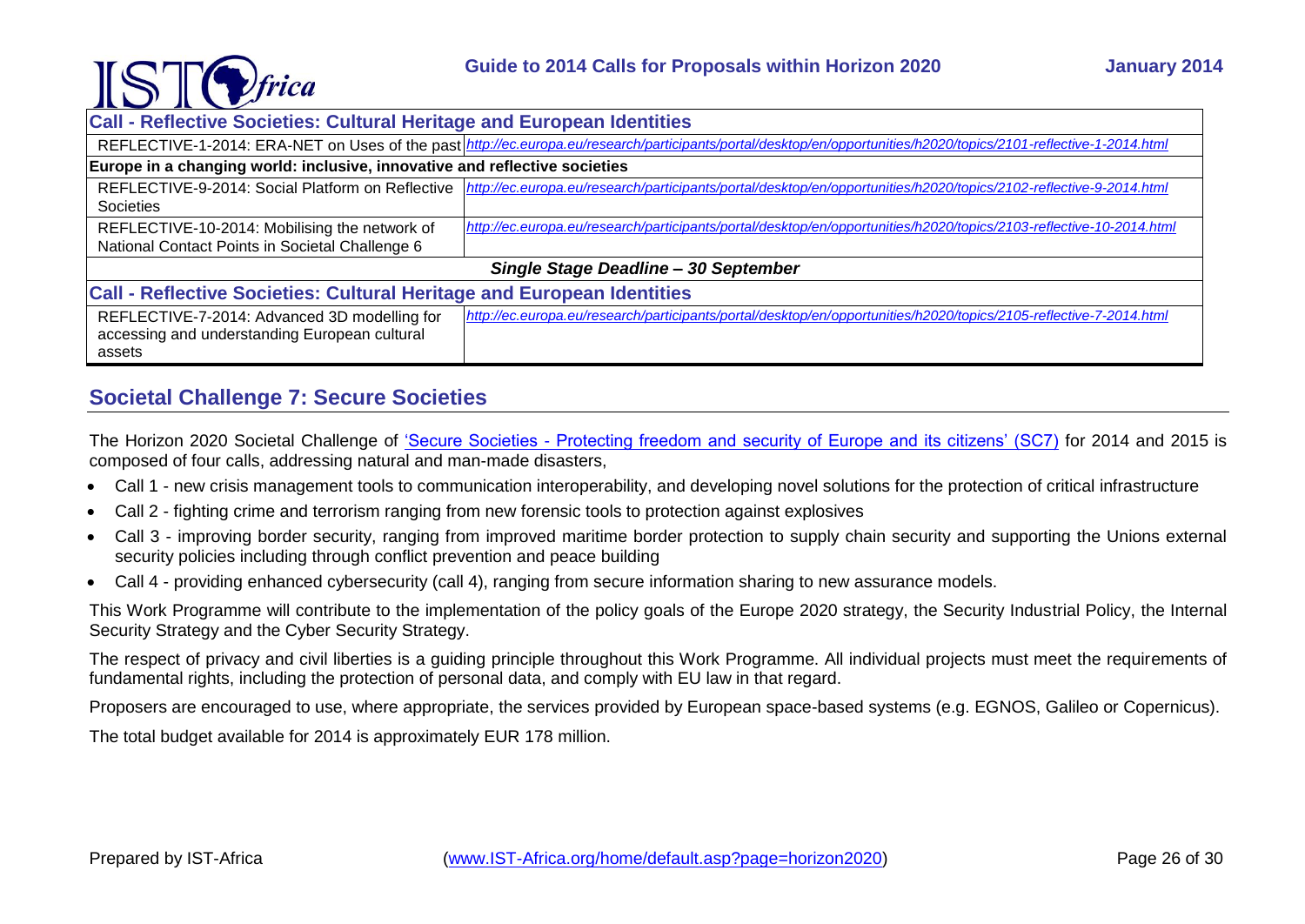| Call - Reflective Societies: Cultural Heritage and European Identities | |
|---|---|
| REFLECTIVE-1-2014: ERA-NET on Uses of the past | *http://ec.europa.eu/research/participants/portal/desktop/en/opportunities/h2020/topics/2101-reflective-1-2014.html* |
| **Europe in a changing world: inclusive, innovative and reflective societies** | |
| REFLECTIVE-9-2014: Social Platform on Reflective Societies | *http://ec.europa.eu/research/participants/portal/desktop/en/opportunities/h2020/topics/2102-reflective-9-2014.html* |
| REFLECTIVE-10-2014: Mobilising the network of National Contact Points in Societal Challenge 6 | *http://ec.europa.eu/research/participants/portal/desktop/en/opportunities/h2020/topics/2103-reflective-10-2014.html* |
| ***Single Stage Deadline – 30 September*** | |
| **Call - Reflective Societies: Cultural Heritage and European Identities** | |
| REFLECTIVE-7-2014: Advanced 3D modelling for accessing and understanding European cultural assets | *http://ec.europa.eu/research/participants/portal/desktop/en/opportunities/h2020/topics/2105-reflective-7-2014.html* |

## Societal Challenge 7: Secure Societies

The Horizon 2020 Societal Challenge of 'Secure Societies - Protecting freedom and security of Europe and its citizens' (SC7) for 2014 and 2015 is composed of four calls, addressing natural and man-made disasters,

- Call 1 - new crisis management tools to communication interoperability, and developing novel solutions for the protection of critical infrastructure
- Call 2 - fighting crime and terrorism ranging from new forensic tools to protection against explosives
- Call 3 - improving border security, ranging from improved maritime border protection to supply chain security and supporting the Unions external security policies including through conflict prevention and peace building
- Call 4 - providing enhanced cybersecurity (call 4), ranging from secure information sharing to new assurance models.

This Work Programme will contribute to the implementation of the policy goals of the Europe 2020 strategy, the Security Industrial Policy, the Internal Security Strategy and the Cyber Security Strategy.

The respect of privacy and civil liberties is a guiding principle throughout this Work Programme. All individual projects must meet the requirements of fundamental rights, including the protection of personal data, and comply with EU law in that regard.

Proposers are encouraged to use, where appropriate, the services provided by European space-based systems (e.g. EGNOS, Galileo or Copernicus).

The total budget available for 2014 is approximately EUR 178 million.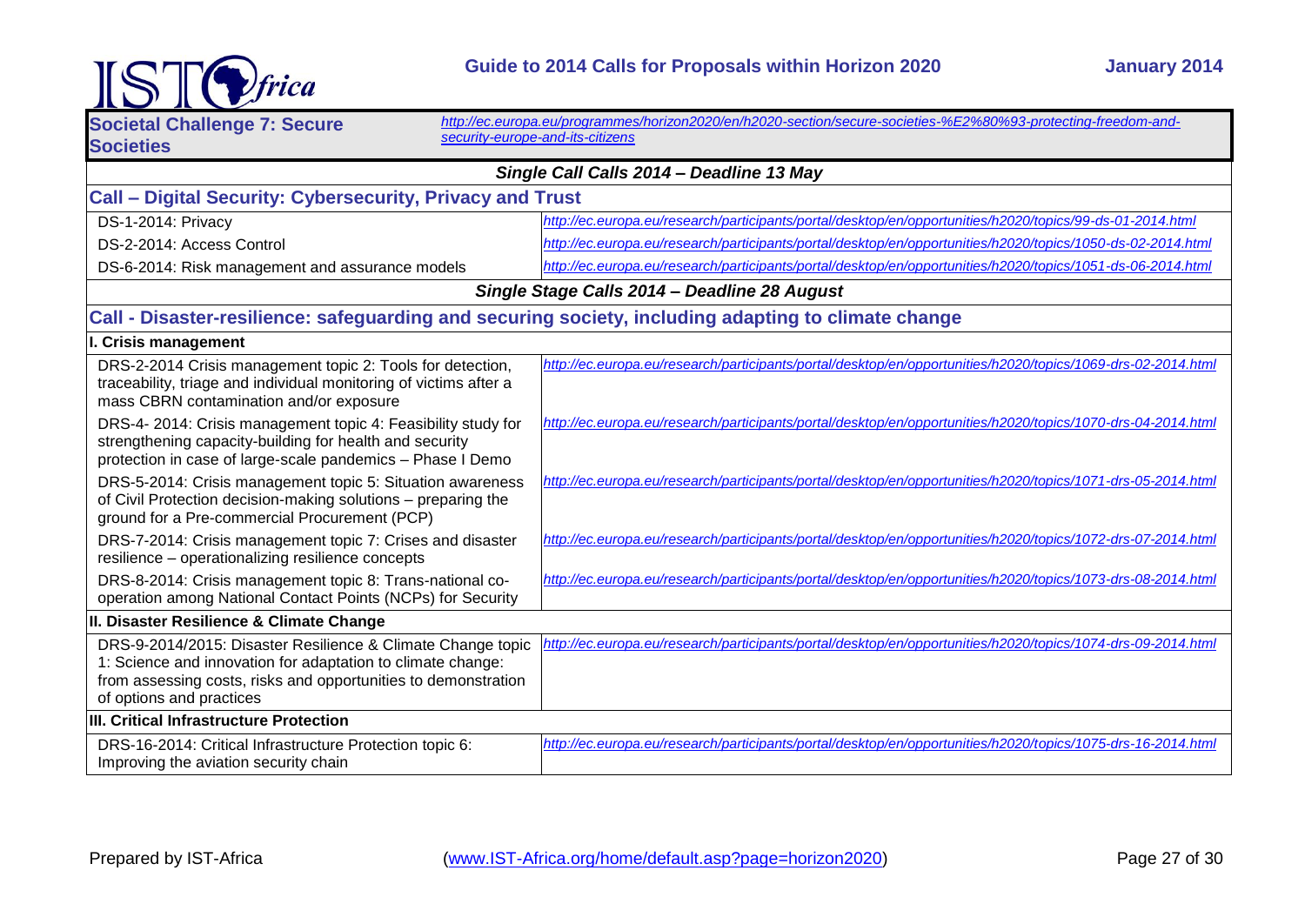| Societal Challenge 7: Secure Societies | http://ec.europa.eu/programmes/horizon2020/en/h2020-section/secure-societies-%E2%80%93-protecting-freedom-and-security-europe-and-its-citizens |
|---|---|
| ***Single Call Calls 2014 – Deadline 13 May*** | |
| **Call – Digital Security: Cybersecurity, Privacy and Trust** | |
| DS-1-2014: Privacy | *http://ec.europa.eu/research/participants/portal/desktop/en/opportunities/h2020/topics/99-ds-01-2014.html* |
| DS-2-2014: Access Control | *http://ec.europa.eu/research/participants/portal/desktop/en/opportunities/h2020/topics/1050-ds-02-2014.html* |
| DS-6-2014: Risk management and assurance models | *http://ec.europa.eu/research/participants/portal/desktop/en/opportunities/h2020/topics/1051-ds-06-2014.html* |
| ***Single Stage Calls 2014 – Deadline 28 August*** | |
| **Call - Disaster-resilience: safeguarding and securing society, including adapting to climate change** | |
| **I. Crisis management** | |
| DRS-2-2014 Crisis management topic 2: Tools for detection, traceability, triage and individual monitoring of victims after a mass CBRN contamination and/or exposure | *http://ec.europa.eu/research/participants/portal/desktop/en/opportunities/h2020/topics/1069-drs-02-2014.html* |
| DRS-4- 2014: Crisis management topic 4: Feasibility study for strengthening capacity-building for health and security protection in case of large-scale pandemics – Phase I Demo | *http://ec.europa.eu/research/participants/portal/desktop/en/opportunities/h2020/topics/1070-drs-04-2014.html* |
| DRS-5-2014: Crisis management topic 5: Situation awareness of Civil Protection decision-making solutions – preparing the ground for a Pre-commercial Procurement (PCP) | *http://ec.europa.eu/research/participants/portal/desktop/en/opportunities/h2020/topics/1071-drs-05-2014.html* |
| DRS-7-2014: Crisis management topic 7: Crises and disaster resilience – operationalizing resilience concepts | *http://ec.europa.eu/research/participants/portal/desktop/en/opportunities/h2020/topics/1072-drs-07-2014.html* |
| DRS-8-2014: Crisis management topic 8: Trans-national co-operation among National Contact Points (NCPs) for Security | *http://ec.europa.eu/research/participants/portal/desktop/en/opportunities/h2020/topics/1073-drs-08-2014.html* |
| **II. Disaster Resilience & Climate Change** | |
| DRS-9-2014/2015: Disaster Resilience & Climate Change topic 1: Science and innovation for adaptation to climate change: from assessing costs, risks and opportunities to demonstration of options and practices | *http://ec.europa.eu/research/participants/portal/desktop/en/opportunities/h2020/topics/1074-drs-09-2014.html* |
| **III. Critical Infrastructure Protection** | |
| DRS-16-2014: Critical Infrastructure Protection topic 6: Improving the aviation security chain | *http://ec.europa.eu/research/participants/portal/desktop/en/opportunities/h2020/topics/1075-drs-16-2014.html* |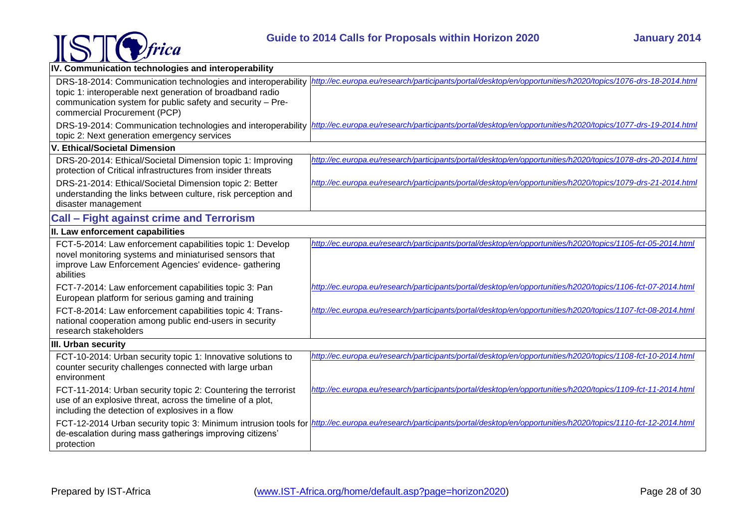| IV. Communication technologies and interoperability | |
|---|---|
| DRS-18-2014: Communication technologies and interoperability topic 1: interoperable next generation of broadband radio communication system for public safety and security – Pre-commercial Procurement (PCP) | *http://ec.europa.eu/research/participants/portal/desktop/en/opportunities/h2020/topics/1076-drs-18-2014.html* |
| DRS-19-2014: Communication technologies and interoperability topic 2: Next generation emergency services | *http://ec.europa.eu/research/participants/portal/desktop/en/opportunities/h2020/topics/1077-drs-19-2014.html* |
| **V. Ethical/Societal Dimension** | |
| DRS-20-2014: Ethical/Societal Dimension topic 1: Improving protection of Critical infrastructures from insider threats | *http://ec.europa.eu/research/participants/portal/desktop/en/opportunities/h2020/topics/1078-drs-20-2014.html* |
| DRS-21-2014: Ethical/Societal Dimension topic 2: Better understanding the links between culture, risk perception and disaster management | *http://ec.europa.eu/research/participants/portal/desktop/en/opportunities/h2020/topics/1079-drs-21-2014.html* |

## Call – Fight against crime and Terrorism

| II. Law enforcement capabilities | |
|---|---|
| FCT-5-2014: Law enforcement capabilities topic 1: Develop novel monitoring systems and miniaturised sensors that improve Law Enforcement Agencies' evidence- gathering abilities | *http://ec.europa.eu/research/participants/portal/desktop/en/opportunities/h2020/topics/1105-fct-05-2014.html* |
| FCT-7-2014: Law enforcement capabilities topic 3: Pan European platform for serious gaming and training | *http://ec.europa.eu/research/participants/portal/desktop/en/opportunities/h2020/topics/1106-fct-07-2014.html* |
| FCT-8-2014: Law enforcement capabilities topic 4: Trans-national cooperation among public end-users in security research stakeholders | *http://ec.europa.eu/research/participants/portal/desktop/en/opportunities/h2020/topics/1107-fct-08-2014.html* |
| **III. Urban security** | |
| FCT-10-2014: Urban security topic 1: Innovative solutions to counter security challenges connected with large urban environment | *http://ec.europa.eu/research/participants/portal/desktop/en/opportunities/h2020/topics/1108-fct-10-2014.html* |
| FCT-11-2014: Urban security topic 2: Countering the terrorist use of an explosive threat, across the timeline of a plot, including the detection of explosives in a flow | *http://ec.europa.eu/research/participants/portal/desktop/en/opportunities/h2020/topics/1109-fct-11-2014.html* |
| FCT-12-2014 Urban security topic 3: Minimum intrusion tools for de-escalation during mass gatherings improving citizens' protection | *http://ec.europa.eu/research/participants/portal/desktop/en/opportunities/h2020/topics/1110-fct-12-2014.html* |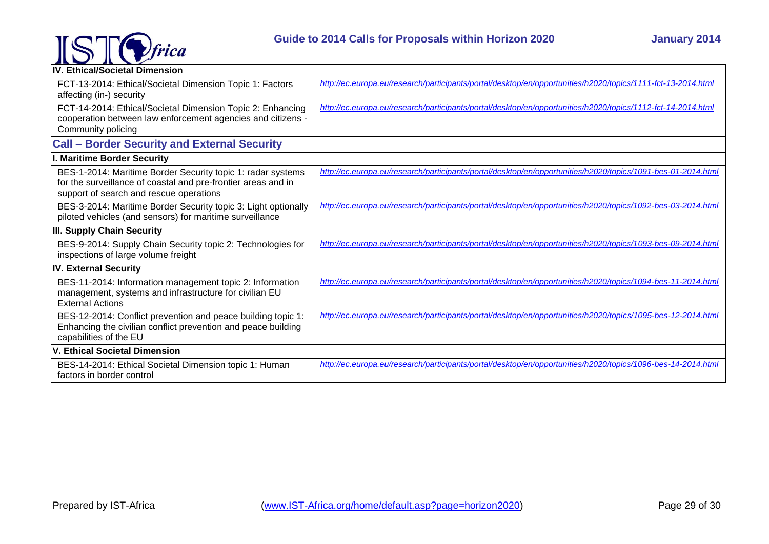| **IV. Ethical/Societal Dimension** | |
|---|---|
| FCT-13-2014: Ethical/Societal Dimension Topic 1: Factors affecting (in-) security | *http://ec.europa.eu/research/participants/portal/desktop/en/opportunities/h2020/topics/1111-fct-13-2014.html* |
| FCT-14-2014: Ethical/Societal Dimension Topic 2: Enhancing cooperation between law enforcement agencies and citizens - Community policing | *http://ec.europa.eu/research/participants/portal/desktop/en/opportunities/h2020/topics/1112-fct-14-2014.html* |
| **Call – Border Security and External Security** | |
| **I. Maritime Border Security** | |
| BES-1-2014: Maritime Border Security topic 1: radar systems for the surveillance of coastal and pre-frontier areas and in support of search and rescue operations | *http://ec.europa.eu/research/participants/portal/desktop/en/opportunities/h2020/topics/1091-bes-01-2014.html* |
| BES-3-2014: Maritime Border Security topic 3: Light optionally piloted vehicles (and sensors) for maritime surveillance | *http://ec.europa.eu/research/participants/portal/desktop/en/opportunities/h2020/topics/1092-bes-03-2014.html* |
| **III. Supply Chain Security** | |
| BES-9-2014: Supply Chain Security topic 2: Technologies for inspections of large volume freight | *http://ec.europa.eu/research/participants/portal/desktop/en/opportunities/h2020/topics/1093-bes-09-2014.html* |
| **IV. External Security** | |
| BES-11-2014: Information management topic 2: Information management, systems and infrastructure for civilian EU External Actions | *http://ec.europa.eu/research/participants/portal/desktop/en/opportunities/h2020/topics/1094-bes-11-2014.html* |
| BES-12-2014: Conflict prevention and peace building topic 1: Enhancing the civilian conflict prevention and peace building capabilities of the EU | *http://ec.europa.eu/research/participants/portal/desktop/en/opportunities/h2020/topics/1095-bes-12-2014.html* |
| **V. Ethical Societal Dimension** | |
| BES-14-2014: Ethical Societal Dimension topic 1: Human factors in border control | *http://ec.europa.eu/research/participants/portal/desktop/en/opportunities/h2020/topics/1096-bes-14-2014.html* |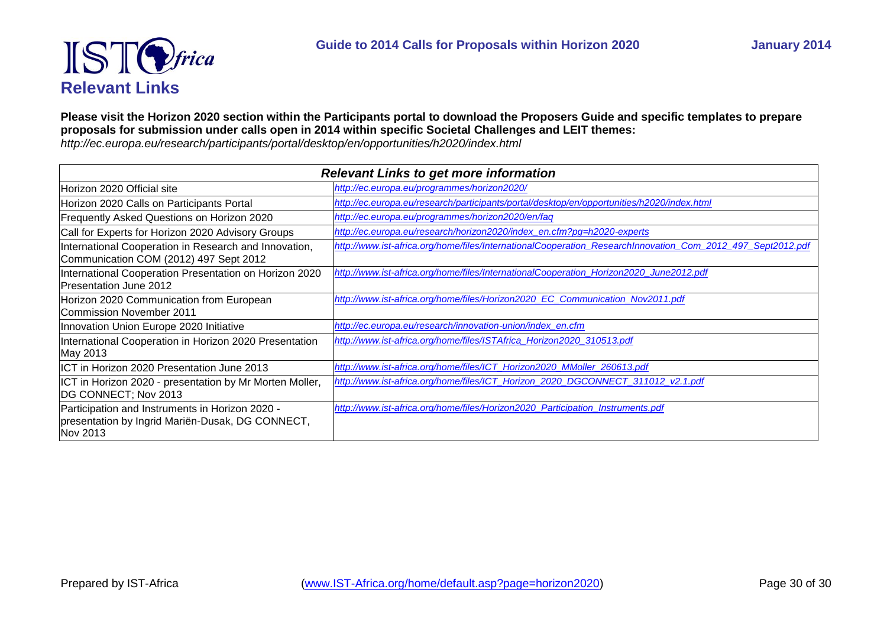# Relevant Links

**Please visit the Horizon 2020 section within the Participants portal to download the Proposers Guide and specific templates to prepare proposals for submission under calls open in 2014 within specific Societal Challenges and LEIT themes:**

*http://ec.europa.eu/research/participants/portal/desktop/en/opportunities/h2020/index.html*

| ***Relevant Links to get more information*** | |
|---|---|
| Horizon 2020 Official site | *http://ec.europa.eu/programmes/horizon2020/* |
| Horizon 2020 Calls on Participants Portal | *http://ec.europa.eu/research/participants/portal/desktop/en/opportunities/h2020/index.html* |
| Frequently Asked Questions on Horizon 2020 | *http://ec.europa.eu/programmes/horizon2020/en/faq* |
| Call for Experts for Horizon 2020 Advisory Groups | *http://ec.europa.eu/research/horizon2020/index_en.cfm?pg=h2020-experts* |
| International Cooperation in Research and Innovation, Communication COM (2012) 497 Sept 2012 | *http://www.ist-africa.org/home/files/InternationalCooperation_ResearchInnovation_Com_2012_497_Sept2012.pdf* |
| International Cooperation Presentation on Horizon 2020 Presentation June 2012 | *http://www.ist-africa.org/home/files/InternationalCooperation_Horizon2020_June2012.pdf* |
| Horizon 2020 Communication from European Commission November 2011 | *http://www.ist-africa.org/home/files/Horizon2020_EC_Communication_Nov2011.pdf* |
| Innovation Union Europe 2020 Initiative | *http://ec.europa.eu/research/innovation-union/index_en.cfm* |
| International Cooperation in Horizon 2020 Presentation May 2013 | *http://www.ist-africa.org/home/files/ISTAfrica_Horizon2020_310513.pdf* |
| ICT in Horizon 2020 Presentation June 2013 | *http://www.ist-africa.org/home/files/ICT_Horizon2020_MMoller_260613.pdf* |
| ICT in Horizon 2020 - presentation by Mr Morten Moller, DG CONNECT; Nov 2013 | *http://www.ist-africa.org/home/files/ICT_Horizon_2020_DGCONNECT_311012_v2.1.pdf* |
| Participation and Instruments in Horizon 2020 - presentation by Ingrid Mariën-Dusak, DG CONNECT, Nov 2013 | *http://www.ist-africa.org/home/files/Horizon2020_Participation_Instruments.pdf* |